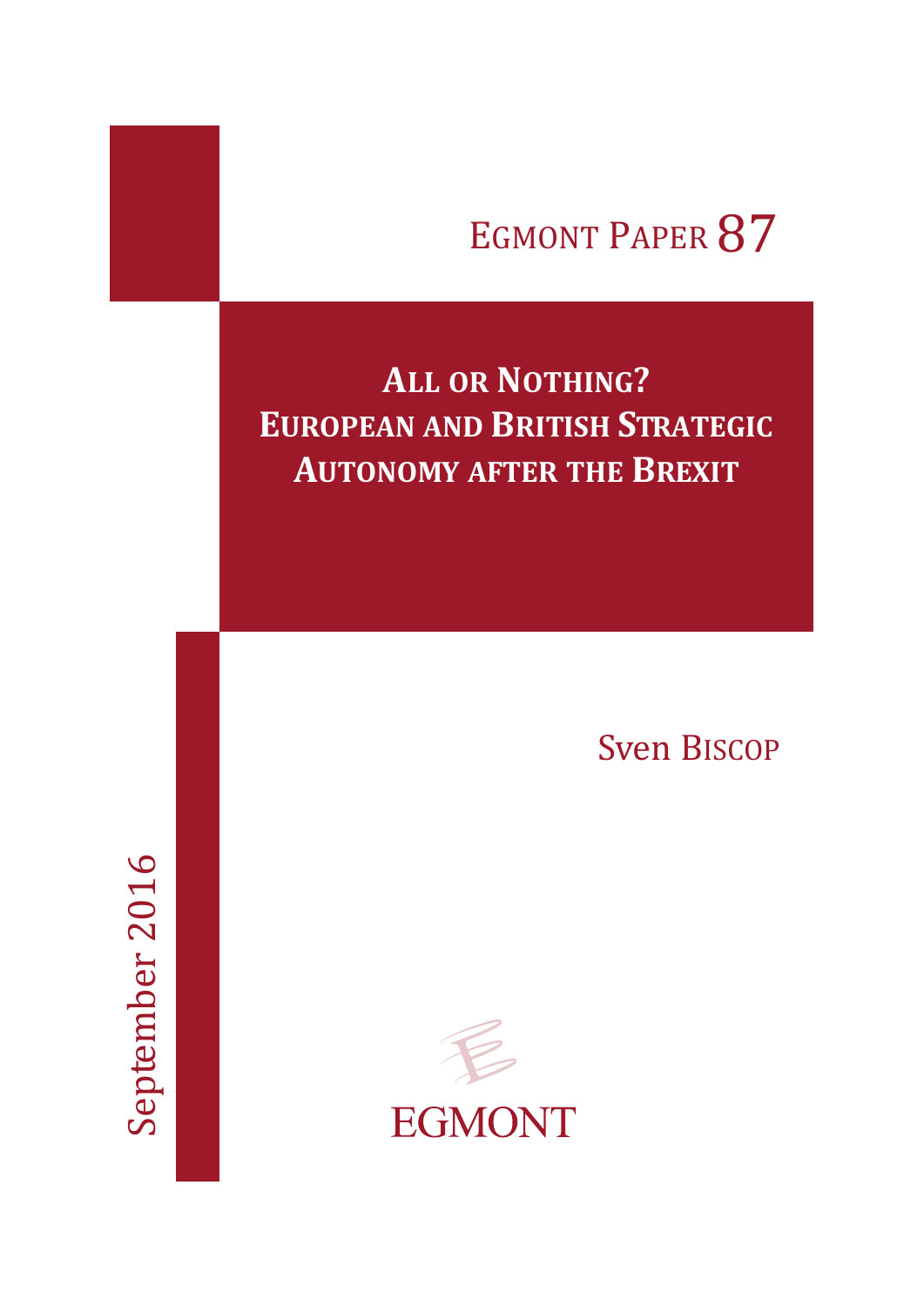EGMONT PAPER 87

# ALL OR NOTHING? EUROPEAN AND BRITISH STRATEGIC AUTONOMY AFTER THE BREXIT

Sven BISCOP

September 2016

EGMONT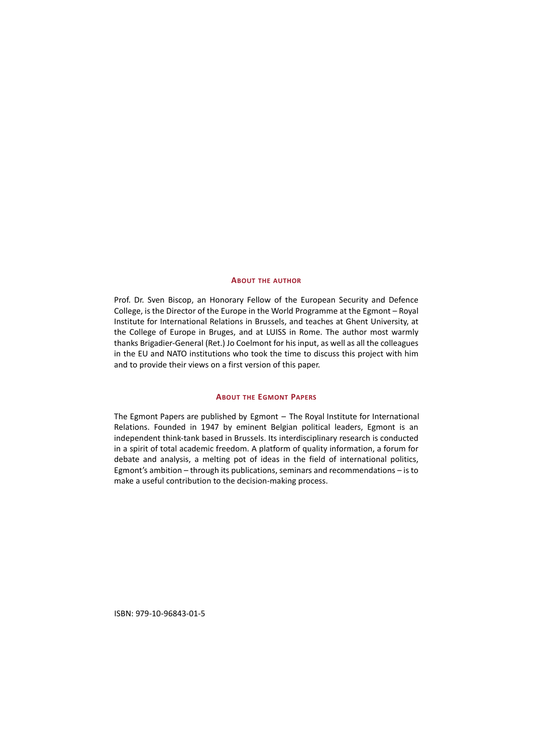## About the author

Prof. Dr. Sven Biscop, an Honorary Fellow of the European Security and Defence College, is the Director of the Europe in the World Programme at the Egmont – Royal Institute for International Relations in Brussels, and teaches at Ghent University, at the College of Europe in Bruges, and at LUISS in Rome. The author most warmly thanks Brigadier-General (Ret.) Jo Coelmont for his input, as well as all the colleagues in the EU and NATO institutions who took the time to discuss this project with him and to provide their views on a first version of this paper.

## About the Egmont Papers

The Egmont Papers are published by Egmont – The Royal Institute for International Relations. Founded in 1947 by eminent Belgian political leaders, Egmont is an independent think-tank based in Brussels. Its interdisciplinary research is conducted in a spirit of total academic freedom. A platform of quality information, a forum for debate and analysis, a melting pot of ideas in the field of international politics, Egmont's ambition – through its publications, seminars and recommendations – is to make a useful contribution to the decision-making process.

ISBN: 979-10-96843-01-5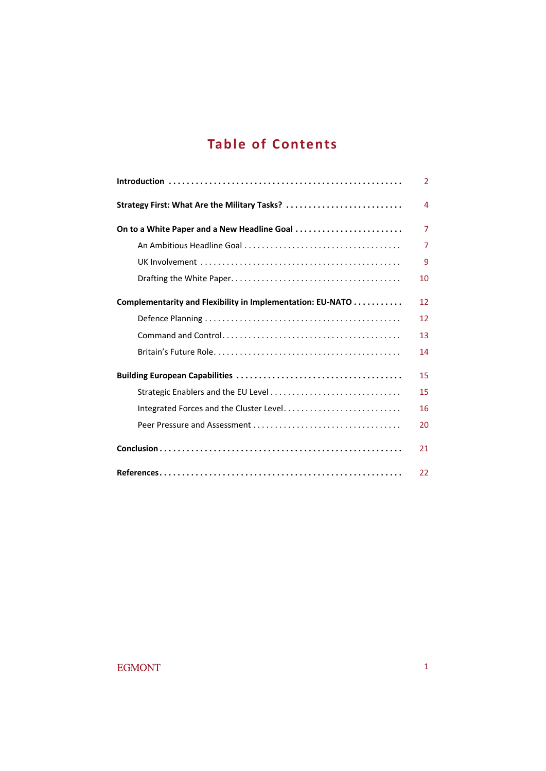# Table of Contents

- **Introduction** ... 2
- **Strategy First: What Are the Military Tasks?** ... 4
- **On to a White Paper and a New Headline Goal** ... 7
  - An Ambitious Headline Goal ... 7
  - UK Involvement ... 9
  - Drafting the White Paper ... 10
- **Complementarity and Flexibility in Implementation: EU-NATO** ... 12
  - Defence Planning ... 12
  - Command and Control ... 13
  - Britain's Future Role ... 14
- **Building European Capabilities** ... 15
  - Strategic Enablers and the EU Level ... 15
  - Integrated Forces and the Cluster Level ... 16
  - Peer Pressure and Assessment ... 20
- **Conclusion** ... 21
- **References** ... 22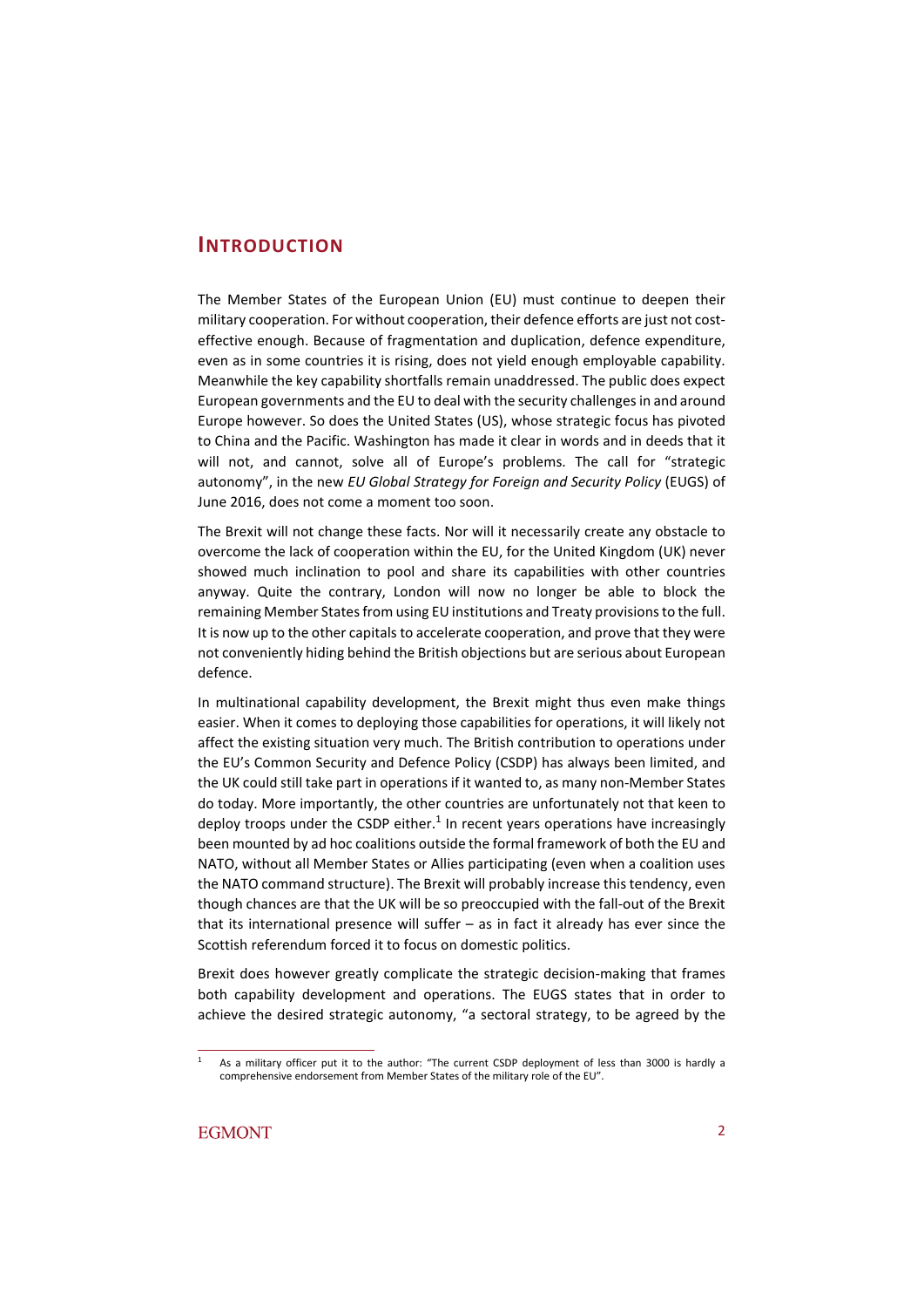## INTRODUCTION

The Member States of the European Union (EU) must continue to deepen their military cooperation. For without cooperation, their defence efforts are just not cost-effective enough. Because of fragmentation and duplication, defence expenditure, even as in some countries it is rising, does not yield enough employable capability. Meanwhile the key capability shortfalls remain unaddressed. The public does expect European governments and the EU to deal with the security challenges in and around Europe however. So does the United States (US), whose strategic focus has pivoted to China and the Pacific. Washington has made it clear in words and in deeds that it will not, and cannot, solve all of Europe's problems. The call for "strategic autonomy", in the new *EU Global Strategy for Foreign and Security Policy* (EUGS) of June 2016, does not come a moment too soon.

The Brexit will not change these facts. Nor will it necessarily create any obstacle to overcome the lack of cooperation within the EU, for the United Kingdom (UK) never showed much inclination to pool and share its capabilities with other countries anyway. Quite the contrary, London will now no longer be able to block the remaining Member States from using EU institutions and Treaty provisions to the full. It is now up to the other capitals to accelerate cooperation, and prove that they were not conveniently hiding behind the British objections but are serious about European defence.

In multinational capability development, the Brexit might thus even make things easier. When it comes to deploying those capabilities for operations, it will likely not affect the existing situation very much. The British contribution to operations under the EU's Common Security and Defence Policy (CSDP) has always been limited, and the UK could still take part in operations if it wanted to, as many non-Member States do today. More importantly, the other countries are unfortunately not that keen to deploy troops under the CSDP either.[1] In recent years operations have increasingly been mounted by ad hoc coalitions outside the formal framework of both the EU and NATO, without all Member States or Allies participating (even when a coalition uses the NATO command structure). The Brexit will probably increase this tendency, even though chances are that the UK will be so preoccupied with the fall-out of the Brexit that its international presence will suffer – as in fact it already has ever since the Scottish referendum forced it to focus on domestic politics.

Brexit does however greatly complicate the strategic decision-making that frames both capability development and operations. The EUGS states that in order to achieve the desired strategic autonomy, "a sectoral strategy, to be agreed by the

---

[1] As a military officer put it to the author: "The current CSDP deployment of less than 3000 is hardly a comprehensive endorsement from Member States of the military role of the EU".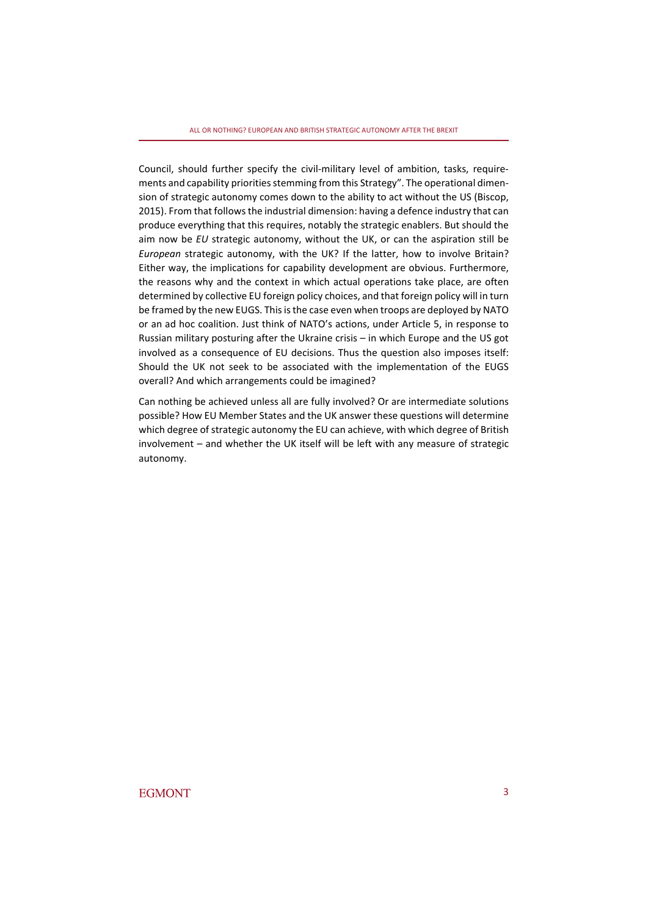Council, should further specify the civil-military level of ambition, tasks, requirements and capability priorities stemming from this Strategy". The operational dimension of strategic autonomy comes down to the ability to act without the US (Biscop, 2015). From that follows the industrial dimension: having a defence industry that can produce everything that this requires, notably the strategic enablers. But should the aim now be *EU* strategic autonomy, without the UK, or can the aspiration still be *European* strategic autonomy, with the UK? If the latter, how to involve Britain? Either way, the implications for capability development are obvious. Furthermore, the reasons why and the context in which actual operations take place, are often determined by collective EU foreign policy choices, and that foreign policy will in turn be framed by the new EUGS. This is the case even when troops are deployed by NATO or an ad hoc coalition. Just think of NATO's actions, under Article 5, in response to Russian military posturing after the Ukraine crisis – in which Europe and the US got involved as a consequence of EU decisions. Thus the question also imposes itself: Should the UK not seek to be associated with the implementation of the EUGS overall? And which arrangements could be imagined?

Can nothing be achieved unless all are fully involved? Or are intermediate solutions possible? How EU Member States and the UK answer these questions will determine which degree of strategic autonomy the EU can achieve, with which degree of British involvement – and whether the UK itself will be left with any measure of strategic autonomy.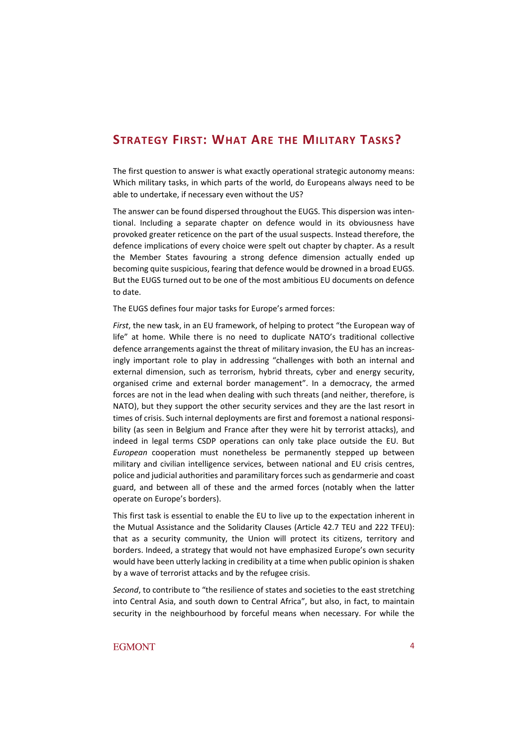## STRATEGY FIRST: WHAT ARE THE MILITARY TASKS?

The first question to answer is what exactly operational strategic autonomy means: Which military tasks, in which parts of the world, do Europeans always need to be able to undertake, if necessary even without the US?

The answer can be found dispersed throughout the EUGS. This dispersion was intentional. Including a separate chapter on defence would in its obviousness have provoked greater reticence on the part of the usual suspects. Instead therefore, the defence implications of every choice were spelt out chapter by chapter. As a result the Member States favouring a strong defence dimension actually ended up becoming quite suspicious, fearing that defence would be drowned in a broad EUGS. But the EUGS turned out to be one of the most ambitious EU documents on defence to date.

The EUGS defines four major tasks for Europe's armed forces:

*First*, the new task, in an EU framework, of helping to protect "the European way of life" at home. While there is no need to duplicate NATO's traditional collective defence arrangements against the threat of military invasion, the EU has an increasingly important role to play in addressing "challenges with both an internal and external dimension, such as terrorism, hybrid threats, cyber and energy security, organised crime and external border management". In a democracy, the armed forces are not in the lead when dealing with such threats (and neither, therefore, is NATO), but they support the other security services and they are the last resort in times of crisis. Such internal deployments are first and foremost a national responsibility (as seen in Belgium and France after they were hit by terrorist attacks), and indeed in legal terms CSDP operations can only take place outside the EU. But *European* cooperation must nonetheless be permanently stepped up between military and civilian intelligence services, between national and EU crisis centres, police and judicial authorities and paramilitary forces such as gendarmerie and coast guard, and between all of these and the armed forces (notably when the latter operate on Europe's borders).

This first task is essential to enable the EU to live up to the expectation inherent in the Mutual Assistance and the Solidarity Clauses (Article 42.7 TEU and 222 TFEU): that as a security community, the Union will protect its citizens, territory and borders. Indeed, a strategy that would not have emphasized Europe's own security would have been utterly lacking in credibility at a time when public opinion is shaken by a wave of terrorist attacks and by the refugee crisis.

*Second*, to contribute to "the resilience of states and societies to the east stretching into Central Asia, and south down to Central Africa", but also, in fact, to maintain security in the neighbourhood by forceful means when necessary. For while the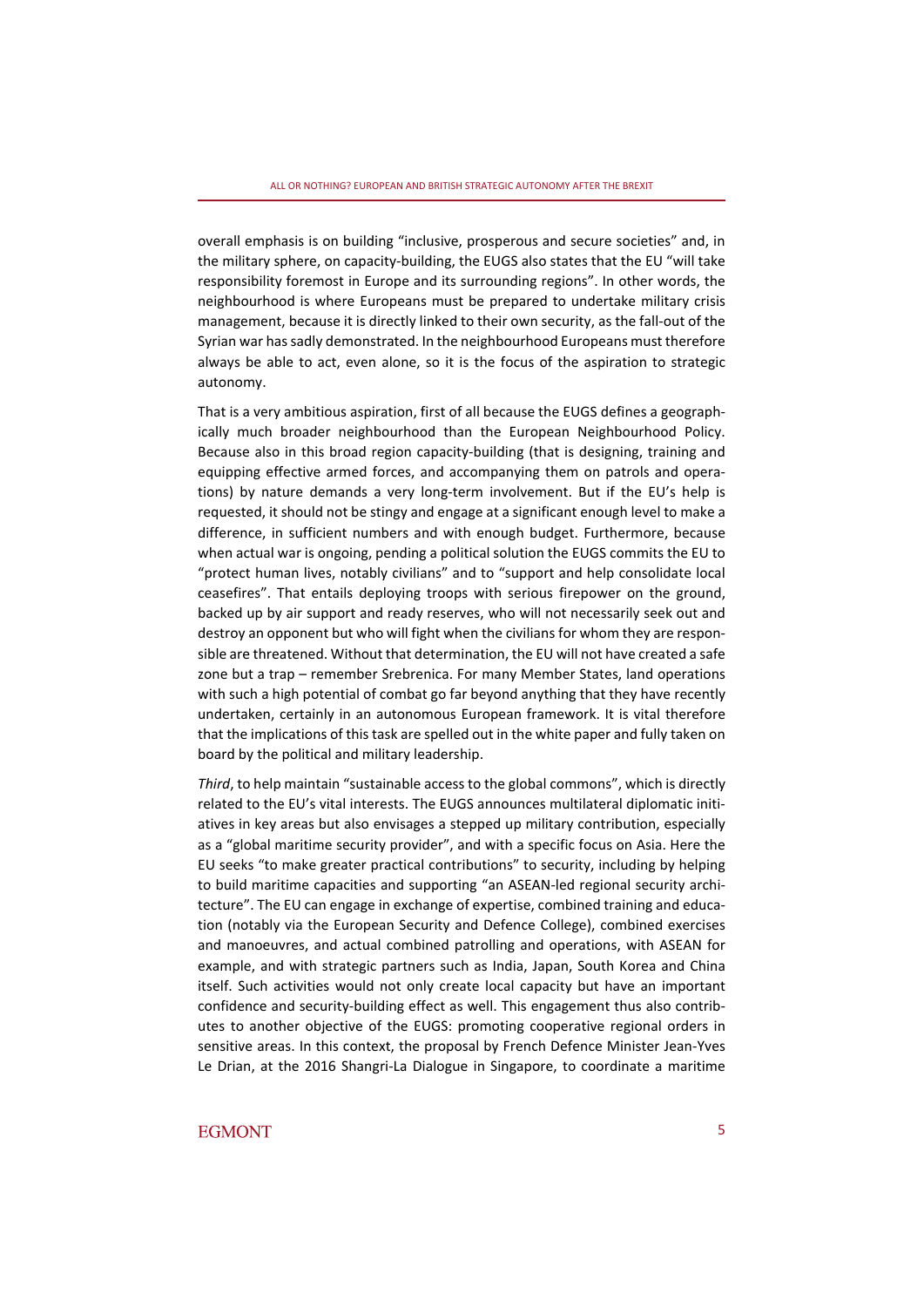overall emphasis is on building "inclusive, prosperous and secure societies" and, in the military sphere, on capacity-building, the EUGS also states that the EU "will take responsibility foremost in Europe and its surrounding regions". In other words, the neighbourhood is where Europeans must be prepared to undertake military crisis management, because it is directly linked to their own security, as the fall-out of the Syrian war has sadly demonstrated. In the neighbourhood Europeans must therefore always be able to act, even alone, so it is the focus of the aspiration to strategic autonomy.

That is a very ambitious aspiration, first of all because the EUGS defines a geographically much broader neighbourhood than the European Neighbourhood Policy. Because also in this broad region capacity-building (that is designing, training and equipping effective armed forces, and accompanying them on patrols and operations) by nature demands a very long-term involvement. But if the EU's help is requested, it should not be stingy and engage at a significant enough level to make a difference, in sufficient numbers and with enough budget. Furthermore, because when actual war is ongoing, pending a political solution the EUGS commits the EU to "protect human lives, notably civilians" and to "support and help consolidate local ceasefires". That entails deploying troops with serious firepower on the ground, backed up by air support and ready reserves, who will not necessarily seek out and destroy an opponent but who will fight when the civilians for whom they are responsible are threatened. Without that determination, the EU will not have created a safe zone but a trap – remember Srebrenica. For many Member States, land operations with such a high potential of combat go far beyond anything that they have recently undertaken, certainly in an autonomous European framework. It is vital therefore that the implications of this task are spelled out in the white paper and fully taken on board by the political and military leadership.

*Third*, to help maintain "sustainable access to the global commons", which is directly related to the EU's vital interests. The EUGS announces multilateral diplomatic initiatives in key areas but also envisages a stepped up military contribution, especially as a "global maritime security provider", and with a specific focus on Asia. Here the EU seeks "to make greater practical contributions" to security, including by helping to build maritime capacities and supporting "an ASEAN-led regional security architecture". The EU can engage in exchange of expertise, combined training and education (notably via the European Security and Defence College), combined exercises and manoeuvres, and actual combined patrolling and operations, with ASEAN for example, and with strategic partners such as India, Japan, South Korea and China itself. Such activities would not only create local capacity but have an important confidence and security-building effect as well. This engagement thus also contributes to another objective of the EUGS: promoting cooperative regional orders in sensitive areas. In this context, the proposal by French Defence Minister Jean-Yves Le Drian, at the 2016 Shangri-La Dialogue in Singapore, to coordinate a maritime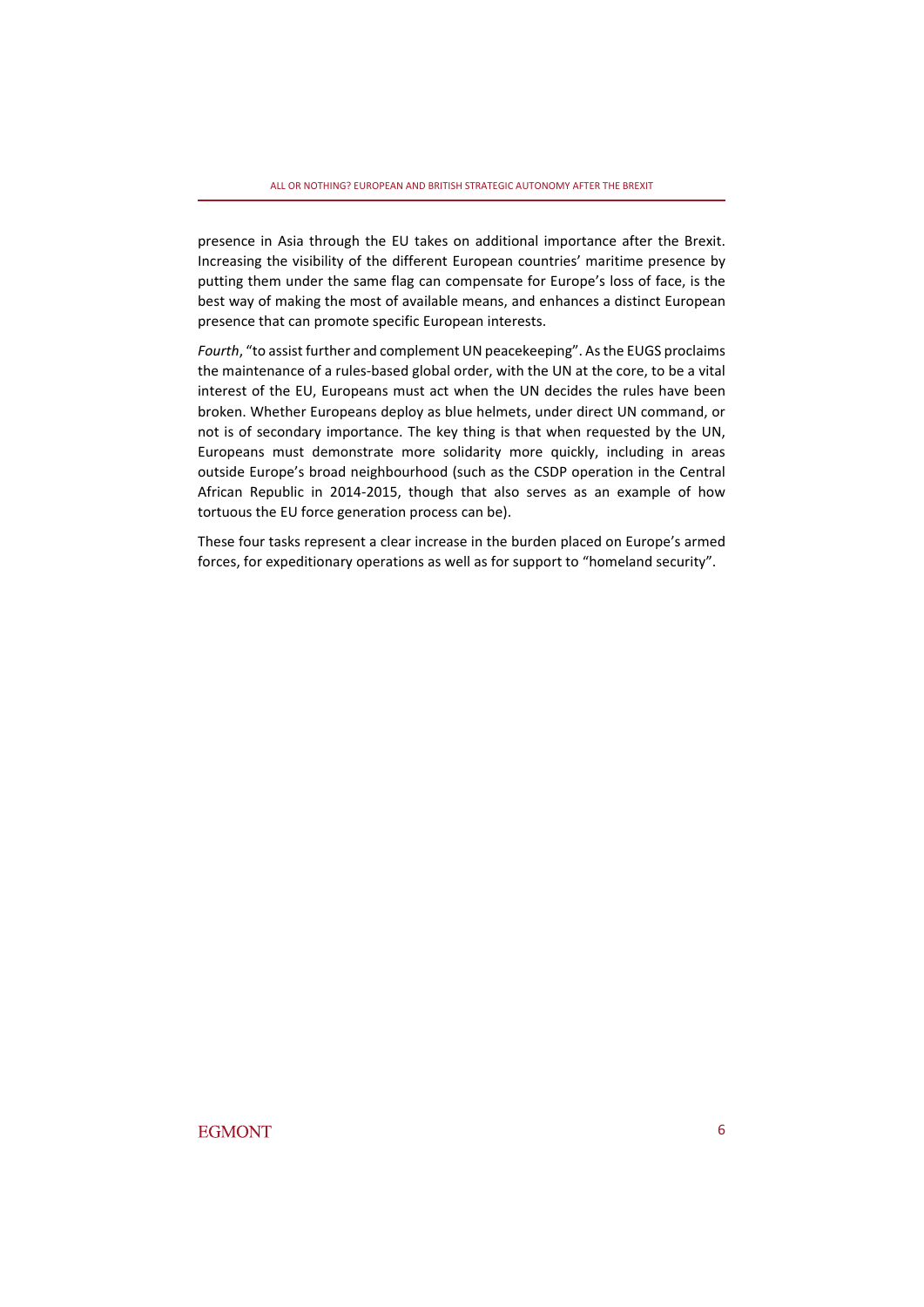presence in Asia through the EU takes on additional importance after the Brexit. Increasing the visibility of the different European countries' maritime presence by putting them under the same flag can compensate for Europe's loss of face, is the best way of making the most of available means, and enhances a distinct European presence that can promote specific European interests.

*Fourth*, "to assist further and complement UN peacekeeping". As the EUGS proclaims the maintenance of a rules-based global order, with the UN at the core, to be a vital interest of the EU, Europeans must act when the UN decides the rules have been broken. Whether Europeans deploy as blue helmets, under direct UN command, or not is of secondary importance. The key thing is that when requested by the UN, Europeans must demonstrate more solidarity more quickly, including in areas outside Europe's broad neighbourhood (such as the CSDP operation in the Central African Republic in 2014-2015, though that also serves as an example of how tortuous the EU force generation process can be).

These four tasks represent a clear increase in the burden placed on Europe's armed forces, for expeditionary operations as well as for support to "homeland security".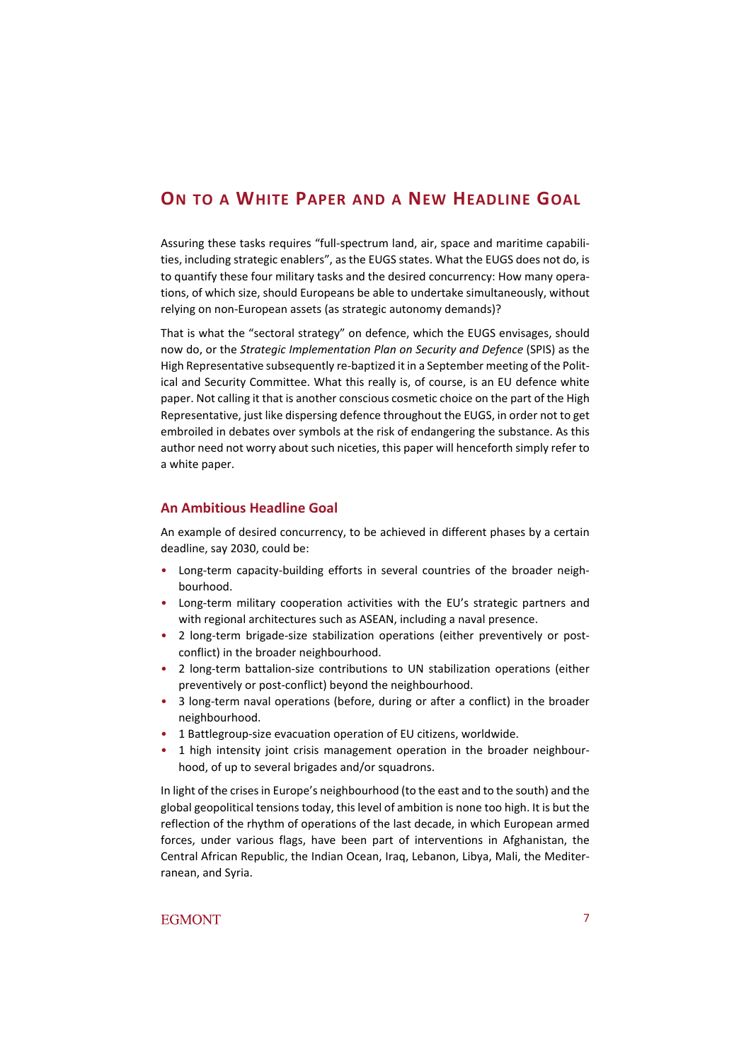## On to a White Paper and a New Headline Goal

Assuring these tasks requires "full-spectrum land, air, space and maritime capabilities, including strategic enablers", as the EUGS states. What the EUGS does not do, is to quantify these four military tasks and the desired concurrency: How many operations, of which size, should Europeans be able to undertake simultaneously, without relying on non-European assets (as strategic autonomy demands)?

That is what the "sectoral strategy" on defence, which the EUGS envisages, should now do, or the *Strategic Implementation Plan on Security and Defence* (SPIS) as the High Representative subsequently re-baptized it in a September meeting of the Political and Security Committee. What this really is, of course, is an EU defence white paper. Not calling it that is another conscious cosmetic choice on the part of the High Representative, just like dispersing defence throughout the EUGS, in order not to get embroiled in debates over symbols at the risk of endangering the substance. As this author need not worry about such niceties, this paper will henceforth simply refer to a white paper.

### An Ambitious Headline Goal

An example of desired concurrency, to be achieved in different phases by a certain deadline, say 2030, could be:

- Long-term capacity-building efforts in several countries of the broader neighbourhood.
- Long-term military cooperation activities with the EU's strategic partners and with regional architectures such as ASEAN, including a naval presence.
- 2 long-term brigade-size stabilization operations (either preventively or post-conflict) in the broader neighbourhood.
- 2 long-term battalion-size contributions to UN stabilization operations (either preventively or post-conflict) beyond the neighbourhood.
- 3 long-term naval operations (before, during or after a conflict) in the broader neighbourhood.
- 1 Battlegroup-size evacuation operation of EU citizens, worldwide.
- 1 high intensity joint crisis management operation in the broader neighbourhood, of up to several brigades and/or squadrons.

In light of the crises in Europe's neighbourhood (to the east and to the south) and the global geopolitical tensions today, this level of ambition is none too high. It is but the reflection of the rhythm of operations of the last decade, in which European armed forces, under various flags, have been part of interventions in Afghanistan, the Central African Republic, the Indian Ocean, Iraq, Lebanon, Libya, Mali, the Mediterranean, and Syria.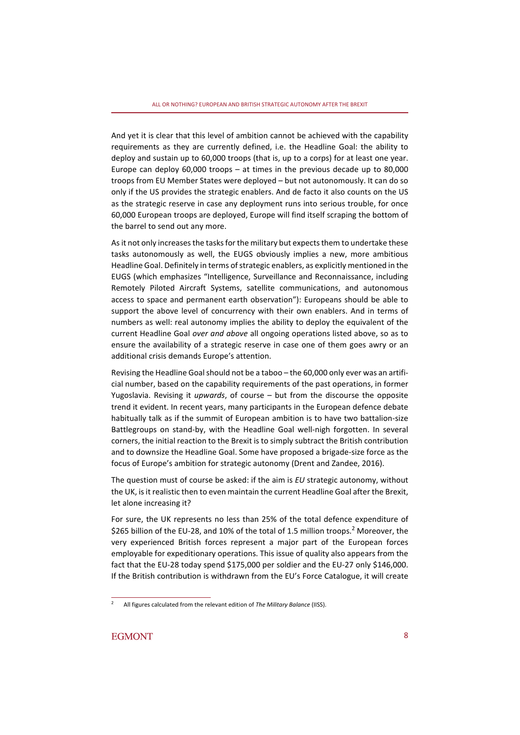And yet it is clear that this level of ambition cannot be achieved with the capability requirements as they are currently defined, i.e. the Headline Goal: the ability to deploy and sustain up to 60,000 troops (that is, up to a corps) for at least one year. Europe can deploy 60,000 troops – at times in the previous decade up to 80,000 troops from EU Member States were deployed – but not autonomously. It can do so only if the US provides the strategic enablers. And de facto it also counts on the US as the strategic reserve in case any deployment runs into serious trouble, for once 60,000 European troops are deployed, Europe will find itself scraping the bottom of the barrel to send out any more.

As it not only increases the tasks for the military but expects them to undertake these tasks autonomously as well, the EUGS obviously implies a new, more ambitious Headline Goal. Definitely in terms of strategic enablers, as explicitly mentioned in the EUGS (which emphasizes "Intelligence, Surveillance and Reconnaissance, including Remotely Piloted Aircraft Systems, satellite communications, and autonomous access to space and permanent earth observation"): Europeans should be able to support the above level of concurrency with their own enablers. And in terms of numbers as well: real autonomy implies the ability to deploy the equivalent of the current Headline Goal *over and above* all ongoing operations listed above, so as to ensure the availability of a strategic reserve in case one of them goes awry or an additional crisis demands Europe's attention.

Revising the Headline Goal should not be a taboo – the 60,000 only ever was an artificial number, based on the capability requirements of the past operations, in former Yugoslavia. Revising it *upwards*, of course – but from the discourse the opposite trend it evident. In recent years, many participants in the European defence debate habitually talk as if the summit of European ambition is to have two battalion-size Battlegroups on stand-by, with the Headline Goal well-nigh forgotten. In several corners, the initial reaction to the Brexit is to simply subtract the British contribution and to downsize the Headline Goal. Some have proposed a brigade-size force as the focus of Europe's ambition for strategic autonomy (Drent and Zandee, 2016).

The question must of course be asked: if the aim is *EU* strategic autonomy, without the UK, is it realistic then to even maintain the current Headline Goal after the Brexit, let alone increasing it?

For sure, the UK represents no less than 25% of the total defence expenditure of \$265 billion of the EU-28, and 10% of the total of 1.5 million troops.[2] Moreover, the very experienced British forces represent a major part of the European forces employable for expeditionary operations. This issue of quality also appears from the fact that the EU-28 today spend \$175,000 per soldier and the EU-27 only \$146,000. If the British contribution is withdrawn from the EU's Force Catalogue, it will create

[2] All figures calculated from the relevant edition of *The Military Balance* (IISS).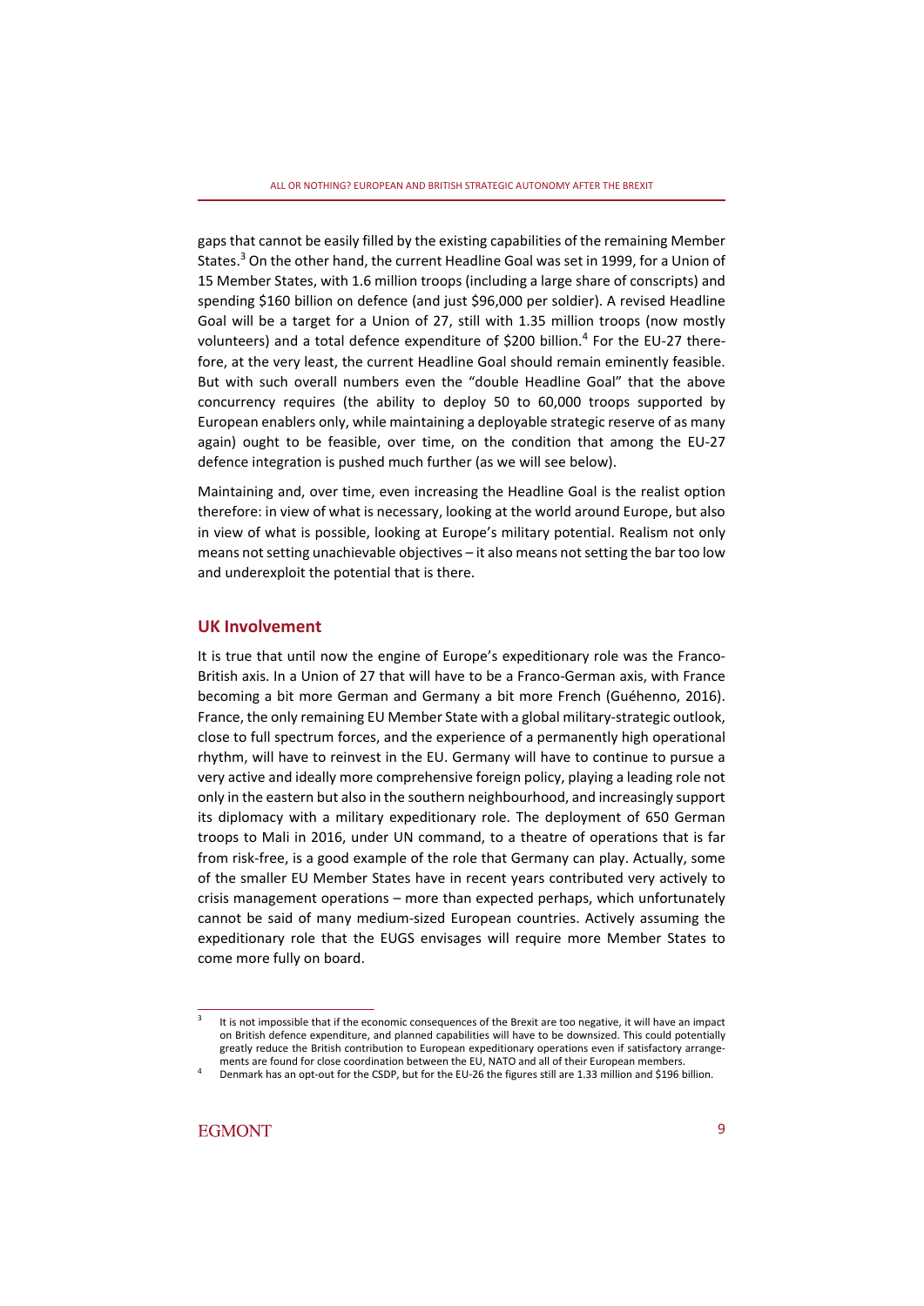gaps that cannot be easily filled by the existing capabilities of the remaining Member States.[3] On the other hand, the current Headline Goal was set in 1999, for a Union of 15 Member States, with 1.6 million troops (including a large share of conscripts) and spending $160 billion on defence (and just $96,000 per soldier). A revised Headline Goal will be a target for a Union of 27, still with 1.35 million troops (now mostly volunteers) and a total defence expenditure of $200 billion.[4] For the EU-27 therefore, at the very least, the current Headline Goal should remain eminently feasible. But with such overall numbers even the "double Headline Goal" that the above concurrency requires (the ability to deploy 50 to 60,000 troops supported by European enablers only, while maintaining a deployable strategic reserve of as many again) ought to be feasible, over time, on the condition that among the EU-27 defence integration is pushed much further (as we will see below).

Maintaining and, over time, even increasing the Headline Goal is the realist option therefore: in view of what is necessary, looking at the world around Europe, but also in view of what is possible, looking at Europe's military potential. Realism not only means not setting unachievable objectives – it also means not setting the bar too low and underexploit the potential that is there.

## UK Involvement

It is true that until now the engine of Europe's expeditionary role was the Franco-British axis. In a Union of 27 that will have to be a Franco-German axis, with France becoming a bit more German and Germany a bit more French (Guéhenno, 2016). France, the only remaining EU Member State with a global military-strategic outlook, close to full spectrum forces, and the experience of a permanently high operational rhythm, will have to reinvest in the EU. Germany will have to continue to pursue a very active and ideally more comprehensive foreign policy, playing a leading role not only in the eastern but also in the southern neighbourhood, and increasingly support its diplomacy with a military expeditionary role. The deployment of 650 German troops to Mali in 2016, under UN command, to a theatre of operations that is far from risk-free, is a good example of the role that Germany can play. Actually, some of the smaller EU Member States have in recent years contributed very actively to crisis management operations – more than expected perhaps, which unfortunately cannot be said of many medium-sized European countries. Actively assuming the expeditionary role that the EUGS envisages will require more Member States to come more fully on board.

---

[3] It is not impossible that if the economic consequences of the Brexit are too negative, it will have an impact on British defence expenditure, and planned capabilities will have to be downsized. This could potentially greatly reduce the British contribution to European expeditionary operations even if satisfactory arrangements are found for close coordination between the EU, NATO and all of their European members.

[4] Denmark has an opt-out for the CSDP, but for the EU-26 the figures still are 1.33 million and $196 billion.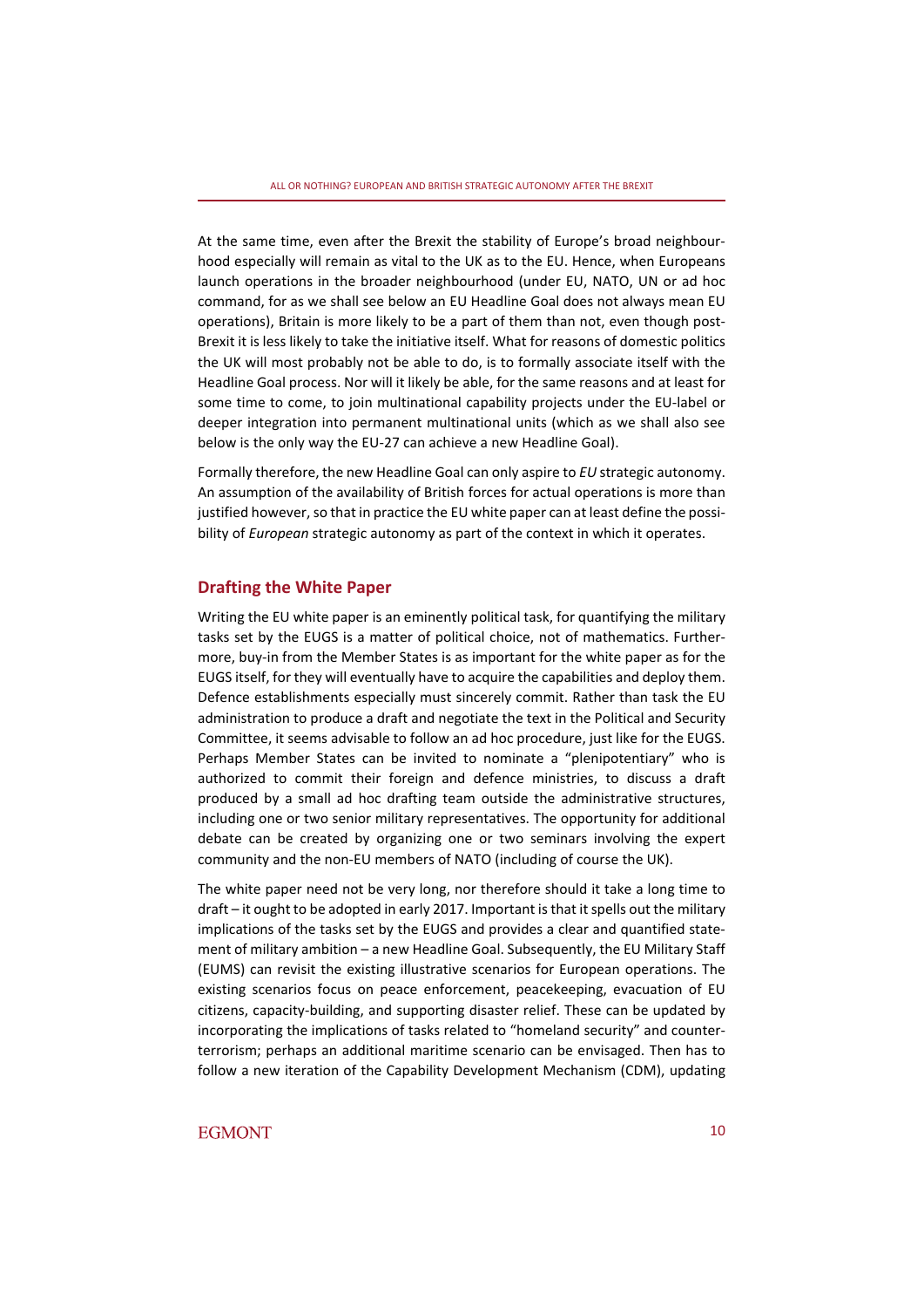At the same time, even after the Brexit the stability of Europe's broad neighbourhood especially will remain as vital to the UK as to the EU. Hence, when Europeans launch operations in the broader neighbourhood (under EU, NATO, UN or ad hoc command, for as we shall see below an EU Headline Goal does not always mean EU operations), Britain is more likely to be a part of them than not, even though post-Brexit it is less likely to take the initiative itself. What for reasons of domestic politics the UK will most probably not be able to do, is to formally associate itself with the Headline Goal process. Nor will it likely be able, for the same reasons and at least for some time to come, to join multinational capability projects under the EU-label or deeper integration into permanent multinational units (which as we shall also see below is the only way the EU-27 can achieve a new Headline Goal).

Formally therefore, the new Headline Goal can only aspire to *EU* strategic autonomy. An assumption of the availability of British forces for actual operations is more than justified however, so that in practice the EU white paper can at least define the possibility of *European* strategic autonomy as part of the context in which it operates.

## Drafting the White Paper

Writing the EU white paper is an eminently political task, for quantifying the military tasks set by the EUGS is a matter of political choice, not of mathematics. Furthermore, buy-in from the Member States is as important for the white paper as for the EUGS itself, for they will eventually have to acquire the capabilities and deploy them. Defence establishments especially must sincerely commit. Rather than task the EU administration to produce a draft and negotiate the text in the Political and Security Committee, it seems advisable to follow an ad hoc procedure, just like for the EUGS. Perhaps Member States can be invited to nominate a "plenipotentiary" who is authorized to commit their foreign and defence ministries, to discuss a draft produced by a small ad hoc drafting team outside the administrative structures, including one or two senior military representatives. The opportunity for additional debate can be created by organizing one or two seminars involving the expert community and the non-EU members of NATO (including of course the UK).

The white paper need not be very long, nor therefore should it take a long time to draft – it ought to be adopted in early 2017. Important is that it spells out the military implications of the tasks set by the EUGS and provides a clear and quantified statement of military ambition – a new Headline Goal. Subsequently, the EU Military Staff (EUMS) can revisit the existing illustrative scenarios for European operations. The existing scenarios focus on peace enforcement, peacekeeping, evacuation of EU citizens, capacity-building, and supporting disaster relief. These can be updated by incorporating the implications of tasks related to "homeland security" and counter-terrorism; perhaps an additional maritime scenario can be envisaged. Then has to follow a new iteration of the Capability Development Mechanism (CDM), updating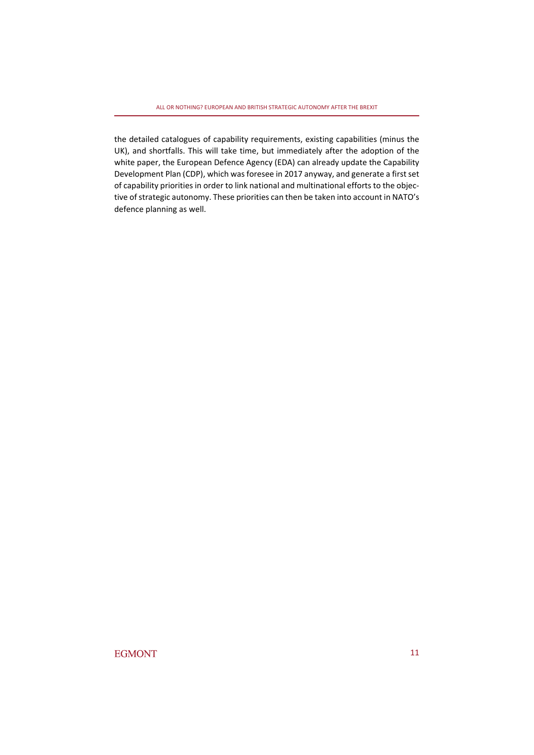the detailed catalogues of capability requirements, existing capabilities (minus the UK), and shortfalls. This will take time, but immediately after the adoption of the white paper, the European Defence Agency (EDA) can already update the Capability Development Plan (CDP), which was foresee in 2017 anyway, and generate a first set of capability priorities in order to link national and multinational efforts to the objective of strategic autonomy. These priorities can then be taken into account in NATO's defence planning as well.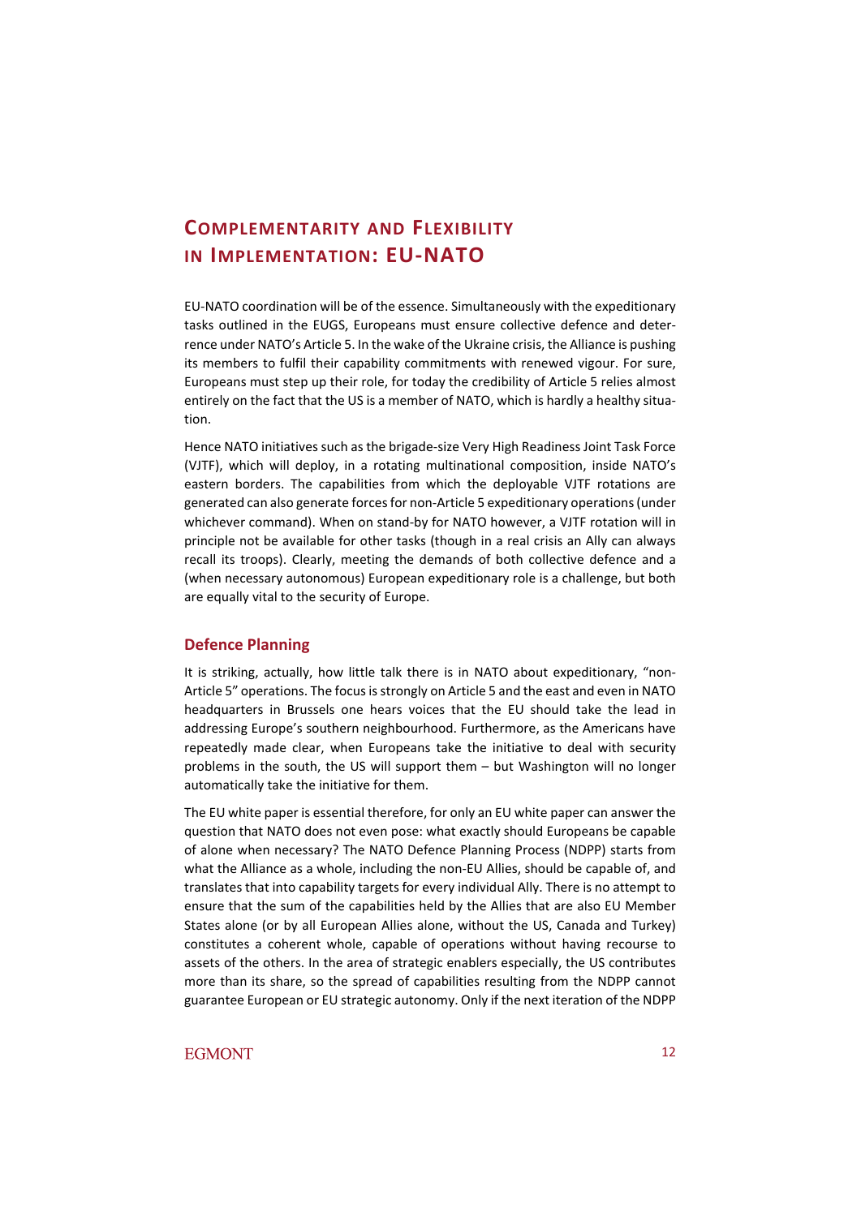## Complementarity and Flexibility in Implementation: EU-NATO

EU-NATO coordination will be of the essence. Simultaneously with the expeditionary tasks outlined in the EUGS, Europeans must ensure collective defence and deterrence under NATO's Article 5. In the wake of the Ukraine crisis, the Alliance is pushing its members to fulfil their capability commitments with renewed vigour. For sure, Europeans must step up their role, for today the credibility of Article 5 relies almost entirely on the fact that the US is a member of NATO, which is hardly a healthy situation.

Hence NATO initiatives such as the brigade-size Very High Readiness Joint Task Force (VJTF), which will deploy, in a rotating multinational composition, inside NATO's eastern borders. The capabilities from which the deployable VJTF rotations are generated can also generate forces for non-Article 5 expeditionary operations (under whichever command). When on stand-by for NATO however, a VJTF rotation will in principle not be available for other tasks (though in a real crisis an Ally can always recall its troops). Clearly, meeting the demands of both collective defence and a (when necessary autonomous) European expeditionary role is a challenge, but both are equally vital to the security of Europe.

### Defence Planning

It is striking, actually, how little talk there is in NATO about expeditionary, "non-Article 5" operations. The focus is strongly on Article 5 and the east and even in NATO headquarters in Brussels one hears voices that the EU should take the lead in addressing Europe's southern neighbourhood. Furthermore, as the Americans have repeatedly made clear, when Europeans take the initiative to deal with security problems in the south, the US will support them – but Washington will no longer automatically take the initiative for them.

The EU white paper is essential therefore, for only an EU white paper can answer the question that NATO does not even pose: what exactly should Europeans be capable of alone when necessary? The NATO Defence Planning Process (NDPP) starts from what the Alliance as a whole, including the non-EU Allies, should be capable of, and translates that into capability targets for every individual Ally. There is no attempt to ensure that the sum of the capabilities held by the Allies that are also EU Member States alone (or by all European Allies alone, without the US, Canada and Turkey) constitutes a coherent whole, capable of operations without having recourse to assets of the others. In the area of strategic enablers especially, the US contributes more than its share, so the spread of capabilities resulting from the NDPP cannot guarantee European or EU strategic autonomy. Only if the next iteration of the NDPP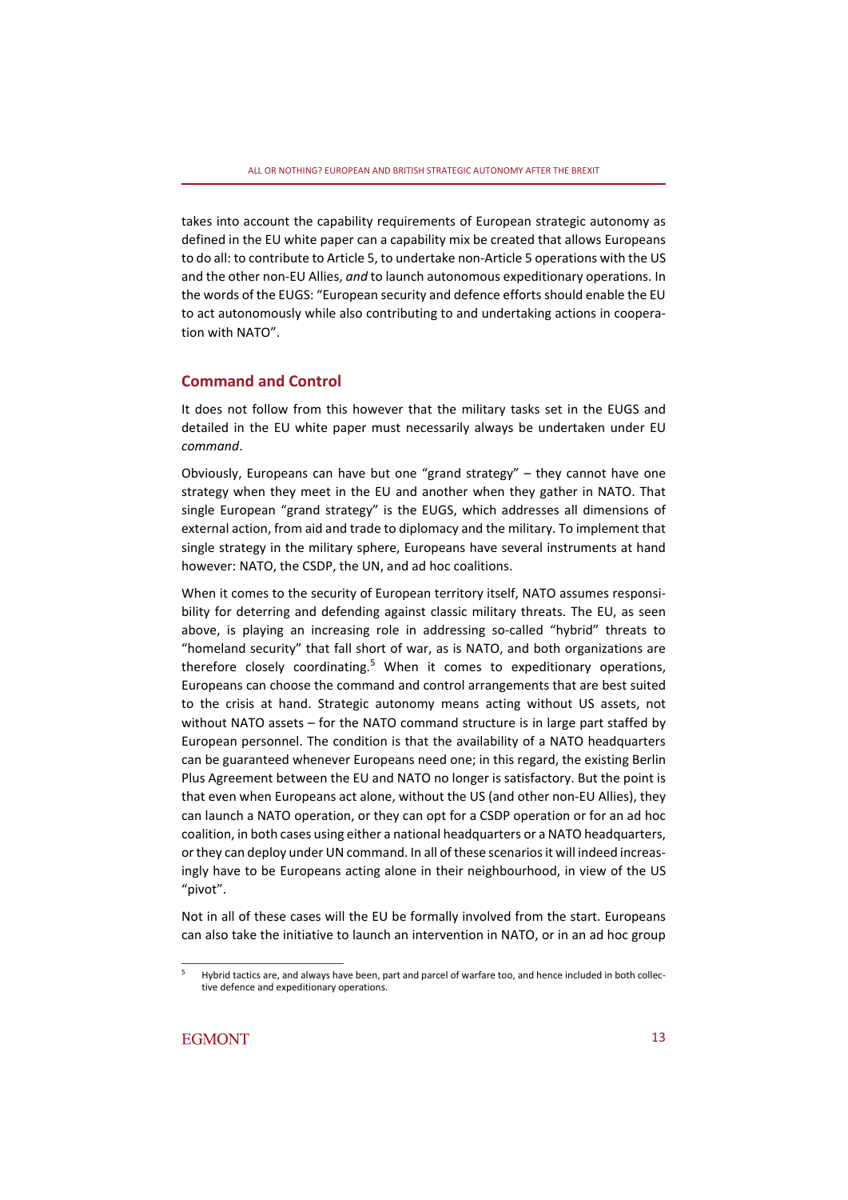takes into account the capability requirements of European strategic autonomy as defined in the EU white paper can a capability mix be created that allows Europeans to do all: to contribute to Article 5, to undertake non-Article 5 operations with the US and the other non-EU Allies, *and* to launch autonomous expeditionary operations. In the words of the EUGS: "European security and defence efforts should enable the EU to act autonomously while also contributing to and undertaking actions in cooperation with NATO".

## Command and Control

It does not follow from this however that the military tasks set in the EUGS and detailed in the EU white paper must necessarily always be undertaken under EU *command*.

Obviously, Europeans can have but one "grand strategy" – they cannot have one strategy when they meet in the EU and another when they gather in NATO. That single European "grand strategy" is the EUGS, which addresses all dimensions of external action, from aid and trade to diplomacy and the military. To implement that single strategy in the military sphere, Europeans have several instruments at hand however: NATO, the CSDP, the UN, and ad hoc coalitions.

When it comes to the security of European territory itself, NATO assumes responsibility for deterring and defending against classic military threats. The EU, as seen above, is playing an increasing role in addressing so-called "hybrid" threats to "homeland security" that fall short of war, as is NATO, and both organizations are therefore closely coordinating.[5] When it comes to expeditionary operations, Europeans can choose the command and control arrangements that are best suited to the crisis at hand. Strategic autonomy means acting without US assets, not without NATO assets – for the NATO command structure is in large part staffed by European personnel. The condition is that the availability of a NATO headquarters can be guaranteed whenever Europeans need one; in this regard, the existing Berlin Plus Agreement between the EU and NATO no longer is satisfactory. But the point is that even when Europeans act alone, without the US (and other non-EU Allies), they can launch a NATO operation, or they can opt for a CSDP operation or for an ad hoc coalition, in both cases using either a national headquarters or a NATO headquarters, or they can deploy under UN command. In all of these scenarios it will indeed increasingly have to be Europeans acting alone in their neighbourhood, in view of the US "pivot".

Not in all of these cases will the EU be formally involved from the start. Europeans can also take the initiative to launch an intervention in NATO, or in an ad hoc group

[5] Hybrid tactics are, and always have been, part and parcel of warfare too, and hence included in both collective defence and expeditionary operations.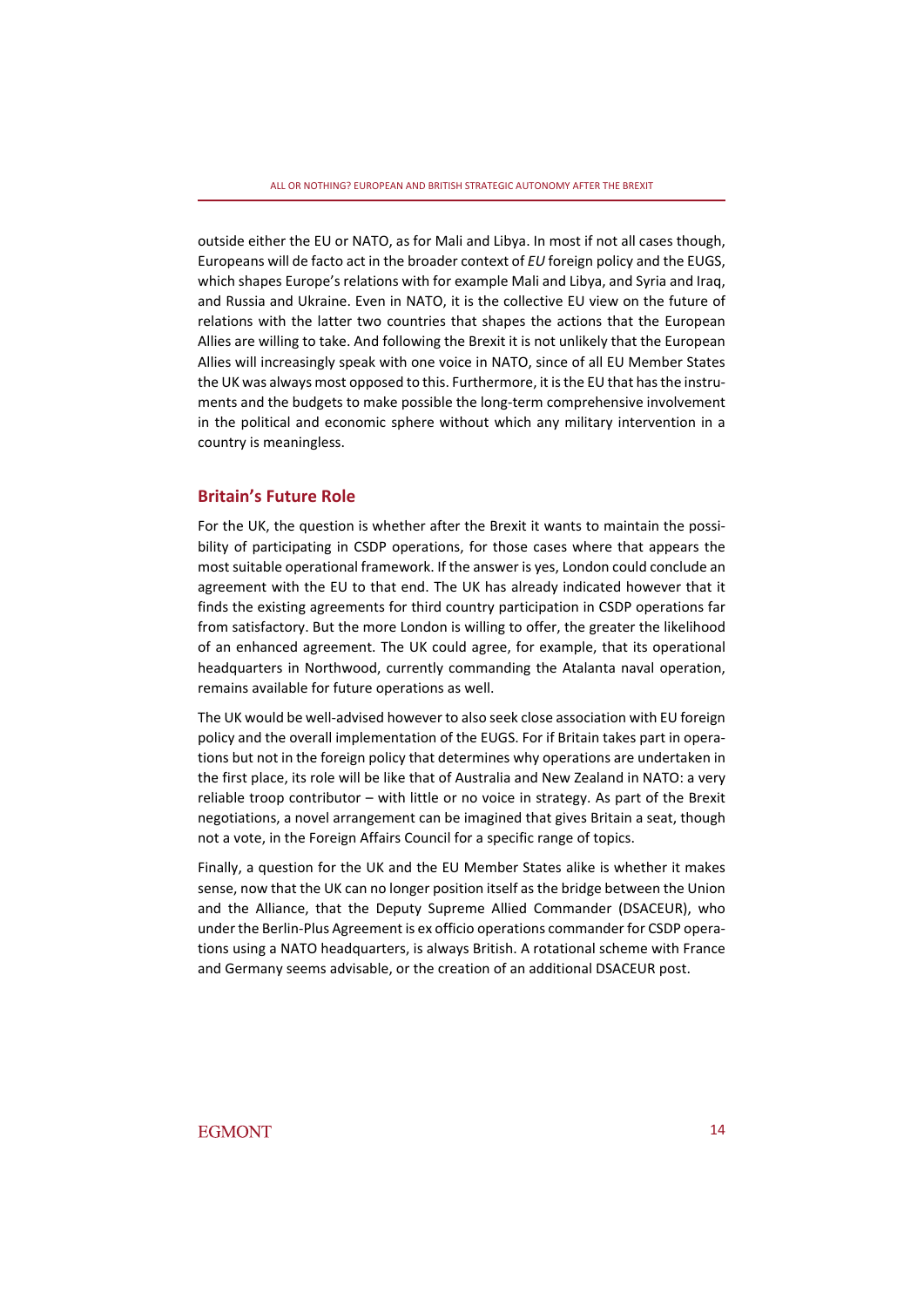outside either the EU or NATO, as for Mali and Libya. In most if not all cases though, Europeans will de facto act in the broader context of *EU* foreign policy and the EUGS, which shapes Europe's relations with for example Mali and Libya, and Syria and Iraq, and Russia and Ukraine. Even in NATO, it is the collective EU view on the future of relations with the latter two countries that shapes the actions that the European Allies are willing to take. And following the Brexit it is not unlikely that the European Allies will increasingly speak with one voice in NATO, since of all EU Member States the UK was always most opposed to this. Furthermore, it is the EU that has the instruments and the budgets to make possible the long-term comprehensive involvement in the political and economic sphere without which any military intervention in a country is meaningless.

## Britain's Future Role

For the UK, the question is whether after the Brexit it wants to maintain the possibility of participating in CSDP operations, for those cases where that appears the most suitable operational framework. If the answer is yes, London could conclude an agreement with the EU to that end. The UK has already indicated however that it finds the existing agreements for third country participation in CSDP operations far from satisfactory. But the more London is willing to offer, the greater the likelihood of an enhanced agreement. The UK could agree, for example, that its operational headquarters in Northwood, currently commanding the Atalanta naval operation, remains available for future operations as well.

The UK would be well-advised however to also seek close association with EU foreign policy and the overall implementation of the EUGS. For if Britain takes part in operations but not in the foreign policy that determines why operations are undertaken in the first place, its role will be like that of Australia and New Zealand in NATO: a very reliable troop contributor – with little or no voice in strategy. As part of the Brexit negotiations, a novel arrangement can be imagined that gives Britain a seat, though not a vote, in the Foreign Affairs Council for a specific range of topics.

Finally, a question for the UK and the EU Member States alike is whether it makes sense, now that the UK can no longer position itself as the bridge between the Union and the Alliance, that the Deputy Supreme Allied Commander (DSACEUR), who under the Berlin-Plus Agreement is ex officio operations commander for CSDP operations using a NATO headquarters, is always British. A rotational scheme with France and Germany seems advisable, or the creation of an additional DSACEUR post.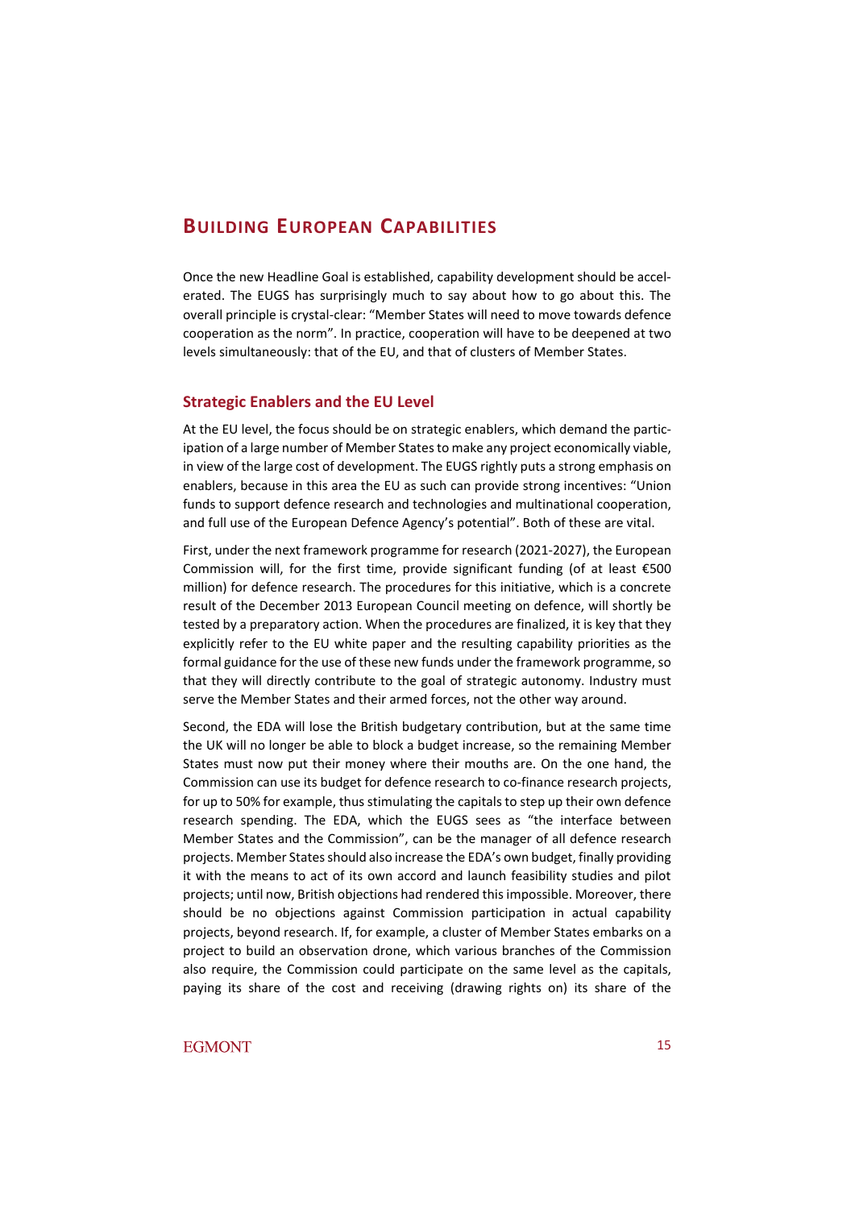## Building European Capabilities

Once the new Headline Goal is established, capability development should be accelerated. The EUGS has surprisingly much to say about how to go about this. The overall principle is crystal-clear: "Member States will need to move towards defence cooperation as the norm". In practice, cooperation will have to be deepened at two levels simultaneously: that of the EU, and that of clusters of Member States.

### Strategic Enablers and the EU Level

At the EU level, the focus should be on strategic enablers, which demand the participation of a large number of Member States to make any project economically viable, in view of the large cost of development. The EUGS rightly puts a strong emphasis on enablers, because in this area the EU as such can provide strong incentives: "Union funds to support defence research and technologies and multinational cooperation, and full use of the European Defence Agency's potential". Both of these are vital.

First, under the next framework programme for research (2021-2027), the European Commission will, for the first time, provide significant funding (of at least €500 million) for defence research. The procedures for this initiative, which is a concrete result of the December 2013 European Council meeting on defence, will shortly be tested by a preparatory action. When the procedures are finalized, it is key that they explicitly refer to the EU white paper and the resulting capability priorities as the formal guidance for the use of these new funds under the framework programme, so that they will directly contribute to the goal of strategic autonomy. Industry must serve the Member States and their armed forces, not the other way around.

Second, the EDA will lose the British budgetary contribution, but at the same time the UK will no longer be able to block a budget increase, so the remaining Member States must now put their money where their mouths are. On the one hand, the Commission can use its budget for defence research to co-finance research projects, for up to 50% for example, thus stimulating the capitals to step up their own defence research spending. The EDA, which the EUGS sees as "the interface between Member States and the Commission", can be the manager of all defence research projects. Member States should also increase the EDA's own budget, finally providing it with the means to act of its own accord and launch feasibility studies and pilot projects; until now, British objections had rendered this impossible. Moreover, there should be no objections against Commission participation in actual capability projects, beyond research. If, for example, a cluster of Member States embarks on a project to build an observation drone, which various branches of the Commission also require, the Commission could participate on the same level as the capitals, paying its share of the cost and receiving (drawing rights on) its share of the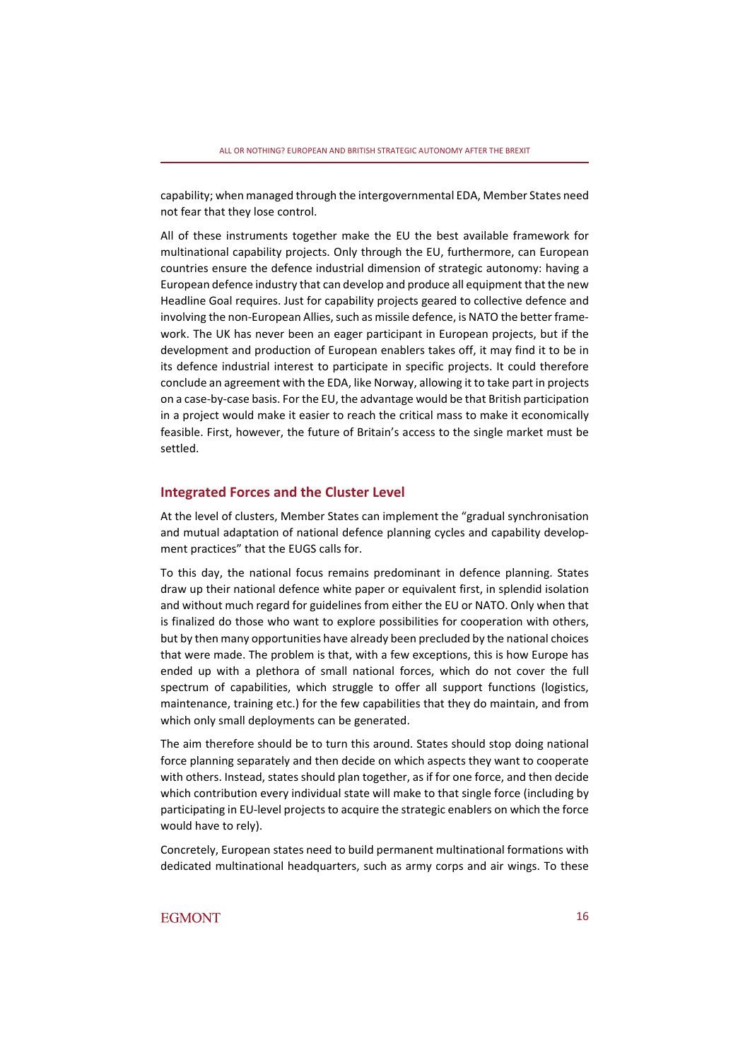capability; when managed through the intergovernmental EDA, Member States need not fear that they lose control.

All of these instruments together make the EU the best available framework for multinational capability projects. Only through the EU, furthermore, can European countries ensure the defence industrial dimension of strategic autonomy: having a European defence industry that can develop and produce all equipment that the new Headline Goal requires. Just for capability projects geared to collective defence and involving the non-European Allies, such as missile defence, is NATO the better framework. The UK has never been an eager participant in European projects, but if the development and production of European enablers takes off, it may find it to be in its defence industrial interest to participate in specific projects. It could therefore conclude an agreement with the EDA, like Norway, allowing it to take part in projects on a case-by-case basis. For the EU, the advantage would be that British participation in a project would make it easier to reach the critical mass to make it economically feasible. First, however, the future of Britain's access to the single market must be settled.

## Integrated Forces and the Cluster Level

At the level of clusters, Member States can implement the "gradual synchronisation and mutual adaptation of national defence planning cycles and capability development practices" that the EUGS calls for.

To this day, the national focus remains predominant in defence planning. States draw up their national defence white paper or equivalent first, in splendid isolation and without much regard for guidelines from either the EU or NATO. Only when that is finalized do those who want to explore possibilities for cooperation with others, but by then many opportunities have already been precluded by the national choices that were made. The problem is that, with a few exceptions, this is how Europe has ended up with a plethora of small national forces, which do not cover the full spectrum of capabilities, which struggle to offer all support functions (logistics, maintenance, training etc.) for the few capabilities that they do maintain, and from which only small deployments can be generated.

The aim therefore should be to turn this around. States should stop doing national force planning separately and then decide on which aspects they want to cooperate with others. Instead, states should plan together, as if for one force, and then decide which contribution every individual state will make to that single force (including by participating in EU-level projects to acquire the strategic enablers on which the force would have to rely).

Concretely, European states need to build permanent multinational formations with dedicated multinational headquarters, such as army corps and air wings. To these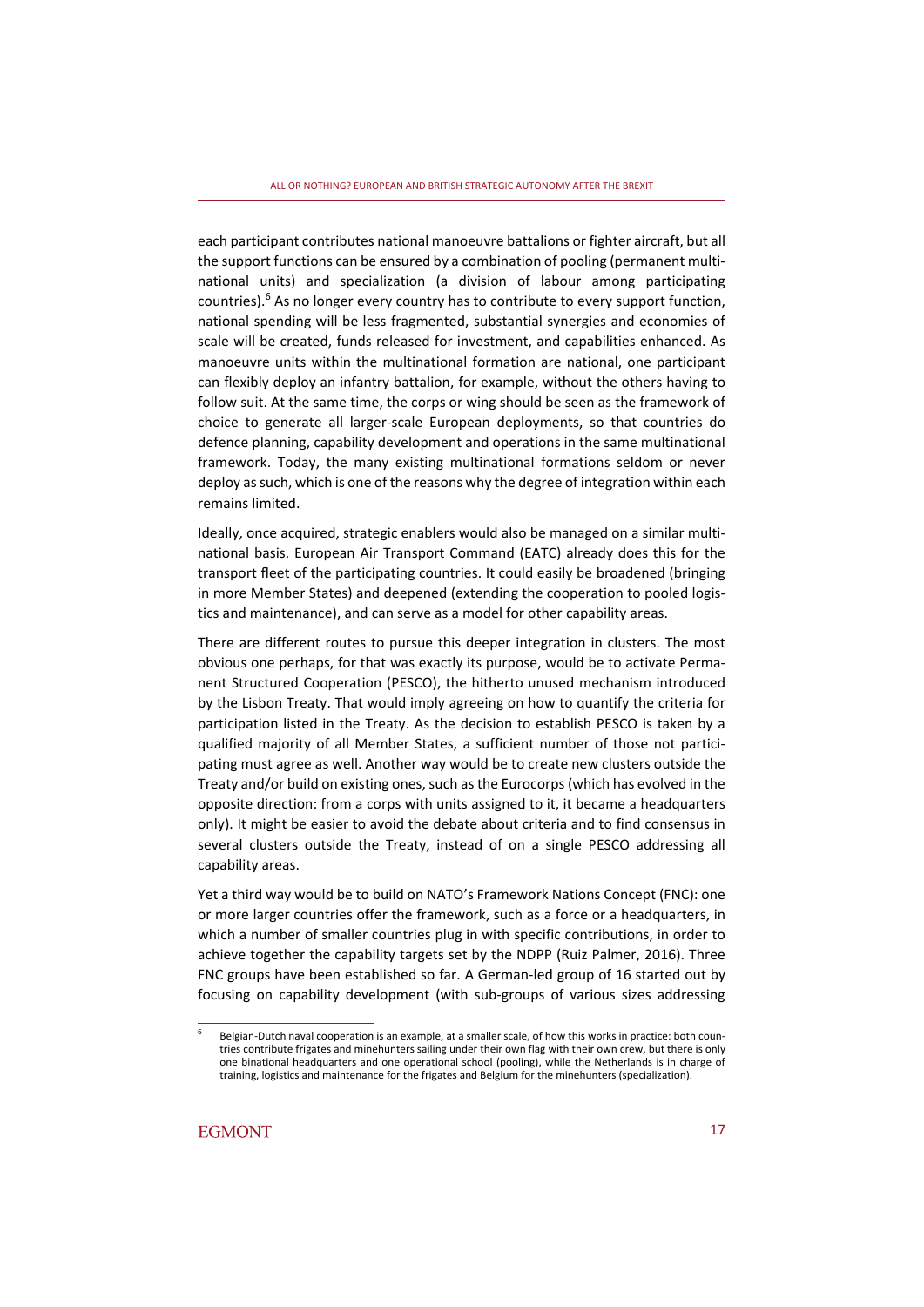each participant contributes national manoeuvre battalions or fighter aircraft, but all the support functions can be ensured by a combination of pooling (permanent multinational units) and specialization (a division of labour among participating countries).[6] As no longer every country has to contribute to every support function, national spending will be less fragmented, substantial synergies and economies of scale will be created, funds released for investment, and capabilities enhanced. As manoeuvre units within the multinational formation are national, one participant can flexibly deploy an infantry battalion, for example, without the others having to follow suit. At the same time, the corps or wing should be seen as the framework of choice to generate all larger-scale European deployments, so that countries do defence planning, capability development and operations in the same multinational framework. Today, the many existing multinational formations seldom or never deploy as such, which is one of the reasons why the degree of integration within each remains limited.

Ideally, once acquired, strategic enablers would also be managed on a similar multinational basis. European Air Transport Command (EATC) already does this for the transport fleet of the participating countries. It could easily be broadened (bringing in more Member States) and deepened (extending the cooperation to pooled logistics and maintenance), and can serve as a model for other capability areas.

There are different routes to pursue this deeper integration in clusters. The most obvious one perhaps, for that was exactly its purpose, would be to activate Permanent Structured Cooperation (PESCO), the hitherto unused mechanism introduced by the Lisbon Treaty. That would imply agreeing on how to quantify the criteria for participation listed in the Treaty. As the decision to establish PESCO is taken by a qualified majority of all Member States, a sufficient number of those not participating must agree as well. Another way would be to create new clusters outside the Treaty and/or build on existing ones, such as the Eurocorps (which has evolved in the opposite direction: from a corps with units assigned to it, it became a headquarters only). It might be easier to avoid the debate about criteria and to find consensus in several clusters outside the Treaty, instead of on a single PESCO addressing all capability areas.

Yet a third way would be to build on NATO's Framework Nations Concept (FNC): one or more larger countries offer the framework, such as a force or a headquarters, in which a number of smaller countries plug in with specific contributions, in order to achieve together the capability targets set by the NDPP (Ruiz Palmer, 2016). Three FNC groups have been established so far. A German-led group of 16 started out by focusing on capability development (with sub-groups of various sizes addressing

---

[6] Belgian-Dutch naval cooperation is an example, at a smaller scale, of how this works in practice: both countries contribute frigates and minehunters sailing under their own flag with their own crew, but there is only one binational headquarters and one operational school (pooling), while the Netherlands is in charge of training, logistics and maintenance for the frigates and Belgium for the minehunters (specialization).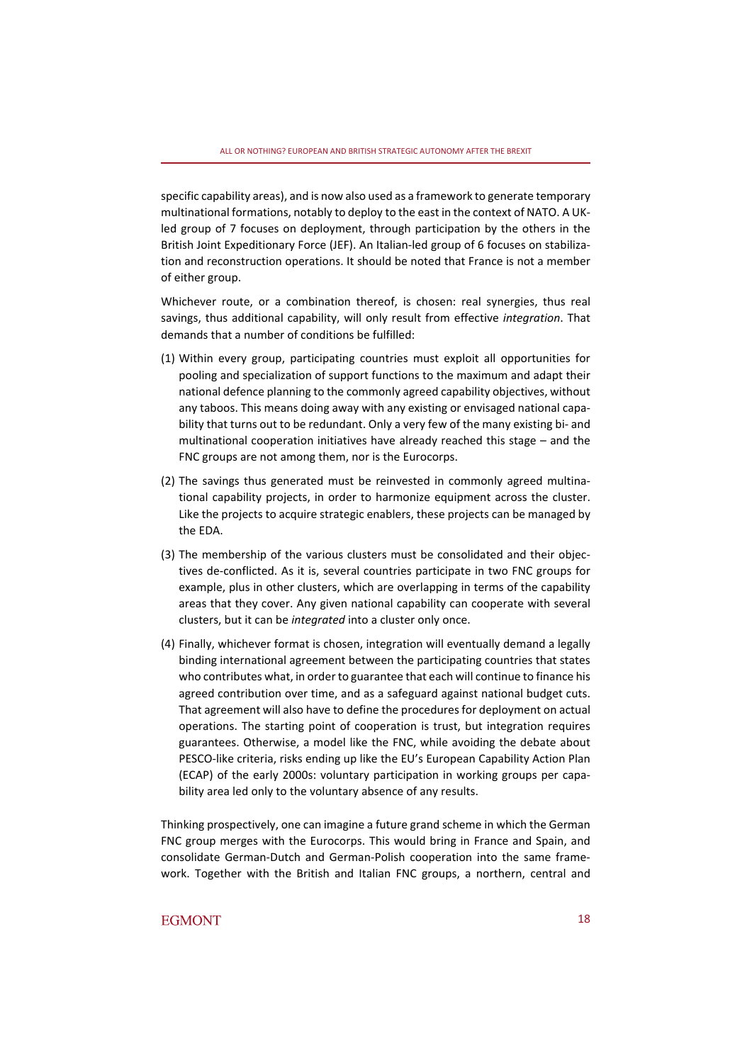specific capability areas), and is now also used as a framework to generate temporary multinational formations, notably to deploy to the east in the context of NATO. A UK-led group of 7 focuses on deployment, through participation by the others in the British Joint Expeditionary Force (JEF). An Italian-led group of 6 focuses on stabilization and reconstruction operations. It should be noted that France is not a member of either group.

Whichever route, or a combination thereof, is chosen: real synergies, thus real savings, thus additional capability, will only result from effective *integration*. That demands that a number of conditions be fulfilled:

(1) Within every group, participating countries must exploit all opportunities for pooling and specialization of support functions to the maximum and adapt their national defence planning to the commonly agreed capability objectives, without any taboos. This means doing away with any existing or envisaged national capability that turns out to be redundant. Only a very few of the many existing bi- and multinational cooperation initiatives have already reached this stage – and the FNC groups are not among them, nor is the Eurocorps.

(2) The savings thus generated must be reinvested in commonly agreed multinational capability projects, in order to harmonize equipment across the cluster. Like the projects to acquire strategic enablers, these projects can be managed by the EDA.

(3) The membership of the various clusters must be consolidated and their objectives de-conflicted. As it is, several countries participate in two FNC groups for example, plus in other clusters, which are overlapping in terms of the capability areas that they cover. Any given national capability can cooperate with several clusters, but it can be *integrated* into a cluster only once.

(4) Finally, whichever format is chosen, integration will eventually demand a legally binding international agreement between the participating countries that states who contributes what, in order to guarantee that each will continue to finance his agreed contribution over time, and as a safeguard against national budget cuts. That agreement will also have to define the procedures for deployment on actual operations. The starting point of cooperation is trust, but integration requires guarantees. Otherwise, a model like the FNC, while avoiding the debate about PESCO-like criteria, risks ending up like the EU's European Capability Action Plan (ECAP) of the early 2000s: voluntary participation in working groups per capability area led only to the voluntary absence of any results.

Thinking prospectively, one can imagine a future grand scheme in which the German FNC group merges with the Eurocorps. This would bring in France and Spain, and consolidate German-Dutch and German-Polish cooperation into the same framework. Together with the British and Italian FNC groups, a northern, central and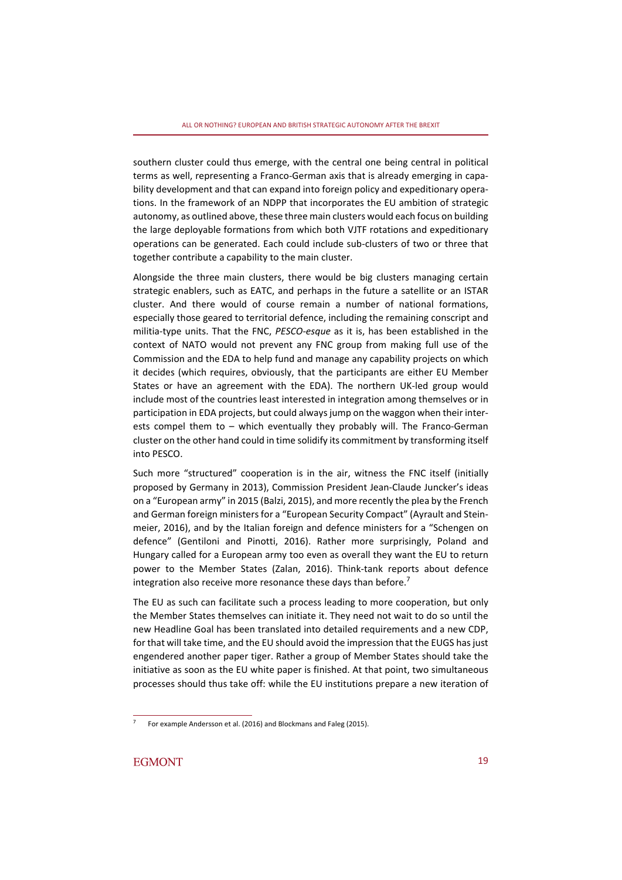southern cluster could thus emerge, with the central one being central in political terms as well, representing a Franco-German axis that is already emerging in capability development and that can expand into foreign policy and expeditionary operations. In the framework of an NDPP that incorporates the EU ambition of strategic autonomy, as outlined above, these three main clusters would each focus on building the large deployable formations from which both VJTF rotations and expeditionary operations can be generated. Each could include sub-clusters of two or three that together contribute a capability to the main cluster.

Alongside the three main clusters, there would be big clusters managing certain strategic enablers, such as EATC, and perhaps in the future a satellite or an ISTAR cluster. And there would of course remain a number of national formations, especially those geared to territorial defence, including the remaining conscript and militia-type units. That the FNC, *PESCO-esque* as it is, has been established in the context of NATO would not prevent any FNC group from making full use of the Commission and the EDA to help fund and manage any capability projects on which it decides (which requires, obviously, that the participants are either EU Member States or have an agreement with the EDA). The northern UK-led group would include most of the countries least interested in integration among themselves or in participation in EDA projects, but could always jump on the waggon when their interests compel them to – which eventually they probably will. The Franco-German cluster on the other hand could in time solidify its commitment by transforming itself into PESCO.

Such more "structured" cooperation is in the air, witness the FNC itself (initially proposed by Germany in 2013), Commission President Jean-Claude Juncker's ideas on a "European army" in 2015 (Balzi, 2015), and more recently the plea by the French and German foreign ministers for a "European Security Compact" (Ayrault and Steinmeier, 2016), and by the Italian foreign and defence ministers for a "Schengen on defence" (Gentiloni and Pinotti, 2016). Rather more surprisingly, Poland and Hungary called for a European army too even as overall they want the EU to return power to the Member States (Zalan, 2016). Think-tank reports about defence integration also receive more resonance these days than before.[7]

The EU as such can facilitate such a process leading to more cooperation, but only the Member States themselves can initiate it. They need not wait to do so until the new Headline Goal has been translated into detailed requirements and a new CDP, for that will take time, and the EU should avoid the impression that the EUGS has just engendered another paper tiger. Rather a group of Member States should take the initiative as soon as the EU white paper is finished. At that point, two simultaneous processes should thus take off: while the EU institutions prepare a new iteration of

[7] For example Andersson et al. (2016) and Blockmans and Faleg (2015).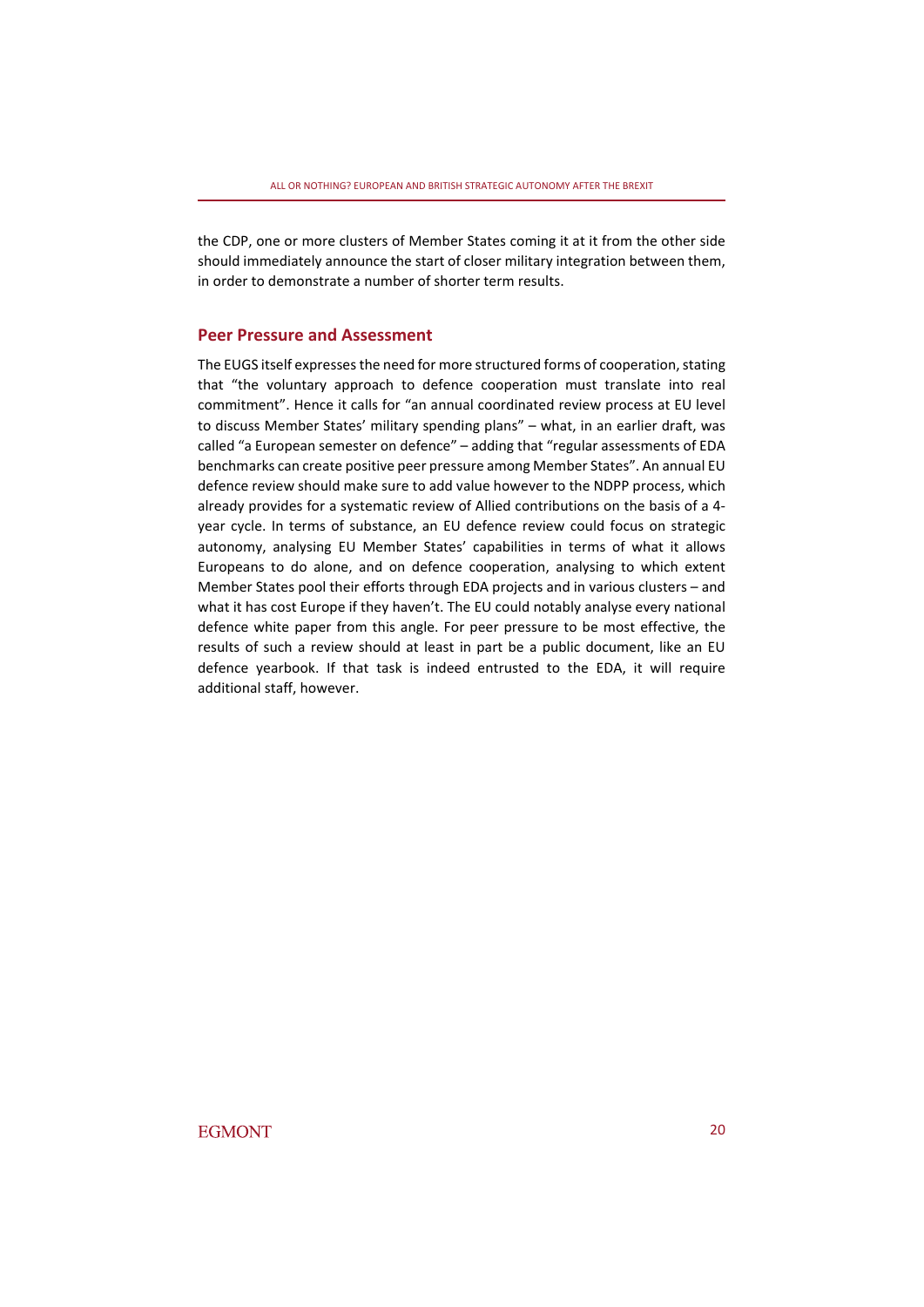the CDP, one or more clusters of Member States coming it at it from the other side should immediately announce the start of closer military integration between them, in order to demonstrate a number of shorter term results.

## Peer Pressure and Assessment

The EUGS itself expresses the need for more structured forms of cooperation, stating that "the voluntary approach to defence cooperation must translate into real commitment". Hence it calls for "an annual coordinated review process at EU level to discuss Member States' military spending plans" – what, in an earlier draft, was called "a European semester on defence" – adding that "regular assessments of EDA benchmarks can create positive peer pressure among Member States". An annual EU defence review should make sure to add value however to the NDPP process, which already provides for a systematic review of Allied contributions on the basis of a 4-year cycle. In terms of substance, an EU defence review could focus on strategic autonomy, analysing EU Member States' capabilities in terms of what it allows Europeans to do alone, and on defence cooperation, analysing to which extent Member States pool their efforts through EDA projects and in various clusters – and what it has cost Europe if they haven't. The EU could notably analyse every national defence white paper from this angle. For peer pressure to be most effective, the results of such a review should at least in part be a public document, like an EU defence yearbook. If that task is indeed entrusted to the EDA, it will require additional staff, however.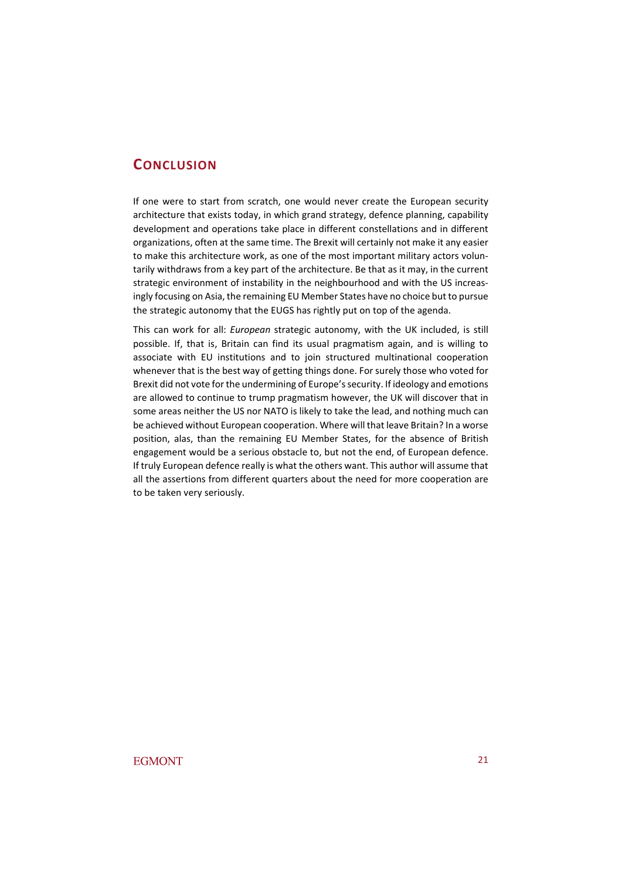## Conclusion

If one were to start from scratch, one would never create the European security architecture that exists today, in which grand strategy, defence planning, capability development and operations take place in different constellations and in different organizations, often at the same time. The Brexit will certainly not make it any easier to make this architecture work, as one of the most important military actors voluntarily withdraws from a key part of the architecture. Be that as it may, in the current strategic environment of instability in the neighbourhood and with the US increasingly focusing on Asia, the remaining EU Member States have no choice but to pursue the strategic autonomy that the EUGS has rightly put on top of the agenda.

This can work for all: *European* strategic autonomy, with the UK included, is still possible. If, that is, Britain can find its usual pragmatism again, and is willing to associate with EU institutions and to join structured multinational cooperation whenever that is the best way of getting things done. For surely those who voted for Brexit did not vote for the undermining of Europe's security. If ideology and emotions are allowed to continue to trump pragmatism however, the UK will discover that in some areas neither the US nor NATO is likely to take the lead, and nothing much can be achieved without European cooperation. Where will that leave Britain? In a worse position, alas, than the remaining EU Member States, for the absence of British engagement would be a serious obstacle to, but not the end, of European defence. If truly European defence really is what the others want. This author will assume that all the assertions from different quarters about the need for more cooperation are to be taken very seriously.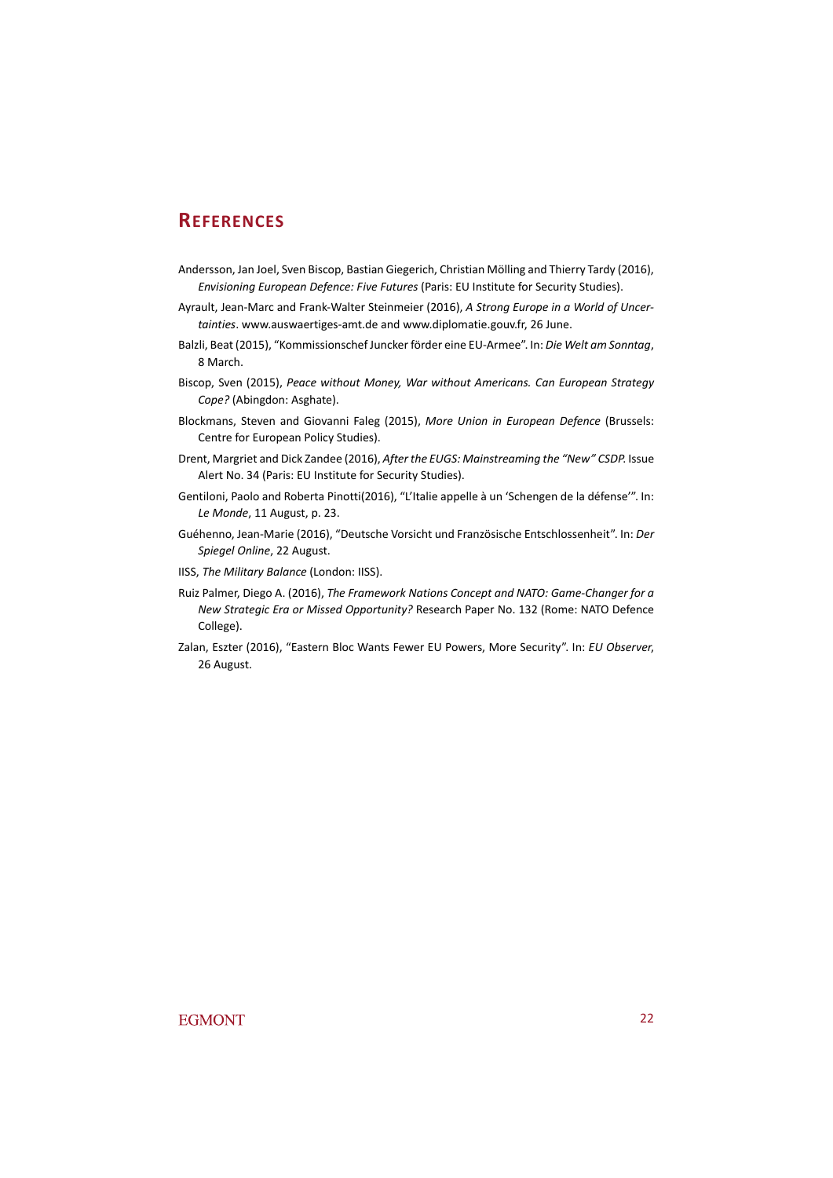## References

Andersson, Jan Joel, Sven Biscop, Bastian Giegerich, Christian Mölling and Thierry Tardy (2016), *Envisioning European Defence: Five Futures* (Paris: EU Institute for Security Studies).

Ayrault, Jean-Marc and Frank-Walter Steinmeier (2016), *A Strong Europe in a World of Uncertainties*. www.auswaertiges-amt.de and www.diplomatie.gouv.fr, 26 June.

Balzli, Beat (2015), "Kommissionschef Juncker förder eine EU-Armee". In: *Die Welt am Sonntag*, 8 March.

Biscop, Sven (2015), *Peace without Money, War without Americans. Can European Strategy Cope?* (Abingdon: Asghate).

Blockmans, Steven and Giovanni Faleg (2015), *More Union in European Defence* (Brussels: Centre for European Policy Studies).

Drent, Margriet and Dick Zandee (2016), *After the EUGS: Mainstreaming the "New" CSDP.* Issue Alert No. 34 (Paris: EU Institute for Security Studies).

Gentiloni, Paolo and Roberta Pinotti(2016), "L'Italie appelle à un 'Schengen de la défense'". In: *Le Monde*, 11 August, p. 23.

Guéhenno, Jean-Marie (2016), "Deutsche Vorsicht und Französische Entschlossenheit". In: *Der Spiegel Online*, 22 August.

IISS, *The Military Balance* (London: IISS).

Ruiz Palmer, Diego A. (2016), *The Framework Nations Concept and NATO: Game-Changer for a New Strategic Era or Missed Opportunity?* Research Paper No. 132 (Rome: NATO Defence College).

Zalan, Eszter (2016), "Eastern Bloc Wants Fewer EU Powers, More Security". In: *EU Observer*, 26 August.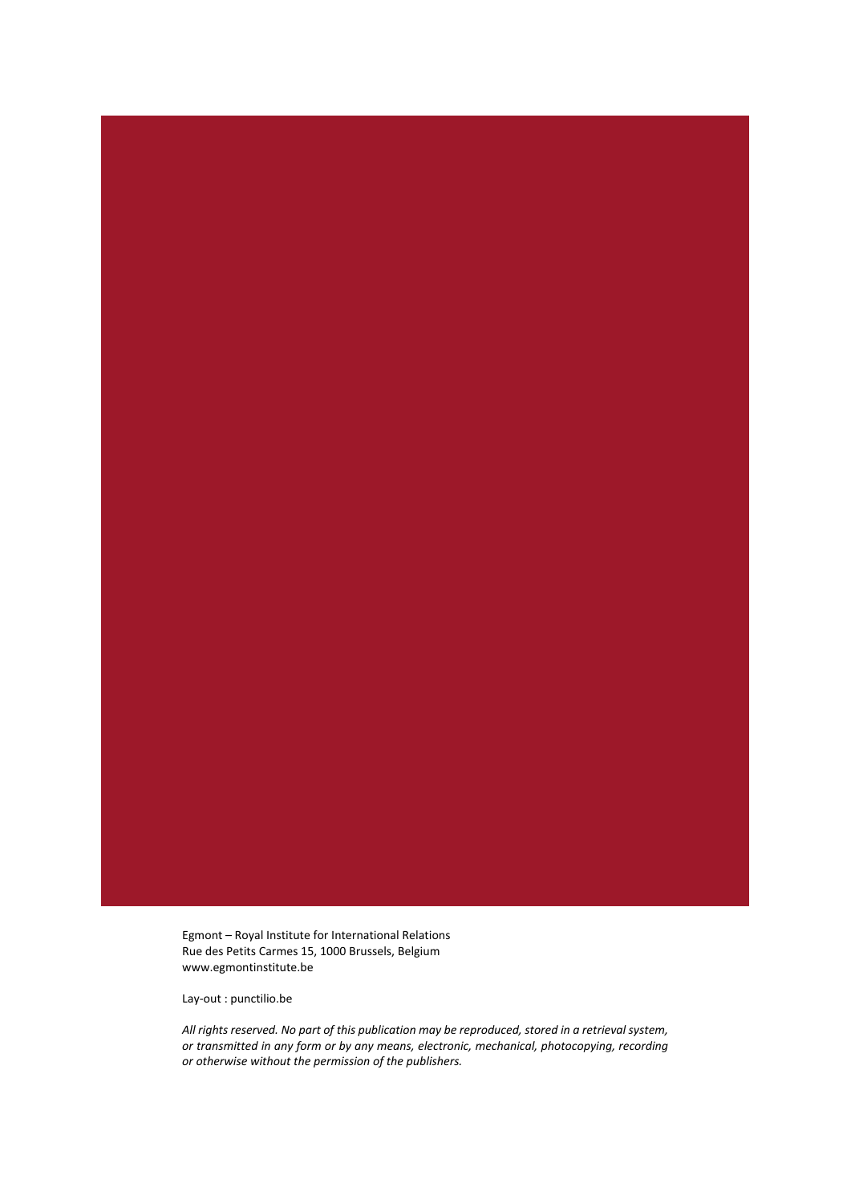Egmont – Royal Institute for International Relations
Rue des Petits Carmes 15, 1000 Brussels, Belgium
www.egmontinstitute.be

Lay-out : punctilio.be

*All rights reserved. No part of this publication may be reproduced, stored in a retrieval system, or transmitted in any form or by any means, electronic, mechanical, photocopying, recording or otherwise without the permission of the publishers.*